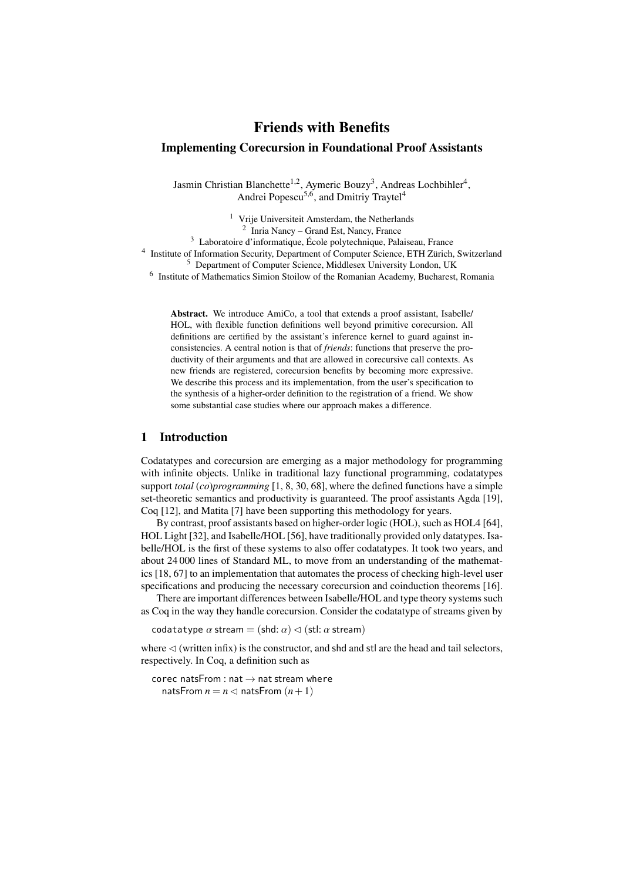# Friends with Benefits

## Implementing Corecursion in Foundational Proof Assistants

Jasmin Christian Blanchette[1,2], Aymeric Bouzy[3], Andreas Lochbihler[4], Andrei Popescu[5,6], and Dmitriy Traytel[4]

[1] Vrije Universiteit Amsterdam, the Netherlands
[2] Inria Nancy – Grand Est, Nancy, France
[3] Laboratoire d'informatique, École polytechnique, Palaiseau, France
[4] Institute of Information Security, Department of Computer Science, ETH Zürich, Switzerland
[5] Department of Computer Science, Middlesex University London, UK
[6] Institute of Mathematics Simion Stoilow of the Romanian Academy, Bucharest, Romania

**Abstract.** We introduce AmiCo, a tool that extends a proof assistant, Isabelle/HOL, with flexible function definitions well beyond primitive corecursion. All definitions are certified by the assistant's inference kernel to guard against inconsistencies. A central notion is that of *friends*: functions that preserve the productivity of their arguments and that are allowed in corecursive call contexts. As new friends are registered, corecursion benefits by becoming more expressive. We describe this process and its implementation, from the user's specification to the synthesis of a higher-order definition to the registration of a friend. We show some substantial case studies where our approach makes a difference.

## 1 Introduction

Codatatypes and corecursion are emerging as a major methodology for programming with infinite objects. Unlike in traditional lazy functional programming, codatatypes support *total* (*co*)*programming* [1, 8, 30, 68], where the defined functions have a simple set-theoretic semantics and productivity is guaranteed. The proof assistants Agda [19], Coq [12], and Matita [7] have been supporting this methodology for years.

By contrast, proof assistants based on higher-order logic (HOL), such as HOL4 [64], HOL Light [32], and Isabelle/HOL [56], have traditionally provided only datatypes. Isabelle/HOL is the first of these systems to also offer codatatypes. It took two years, and about 24 000 lines of Standard ML, to move from an understanding of the mathematics [18, 67] to an implementation that automates the process of checking high-level user specifications and producing the necessary corecursion and coinduction theorems [16].

There are important differences between Isabelle/HOL and type theory systems such as Coq in the way they handle corecursion. Consider the codatatype of streams given by

codatatype $\alpha$ stream $=$ (shd: $\alpha$) $\lhd$ (stl: $\alpha$ stream)

where $\lhd$ (written infix) is the constructor, and shd and stl are the head and tail selectors, respectively. In Coq, a definition such as

corec natsFrom : nat $\to$ nat stream where
  natsFrom $n = n \lhd$ natsFrom $(n + 1)$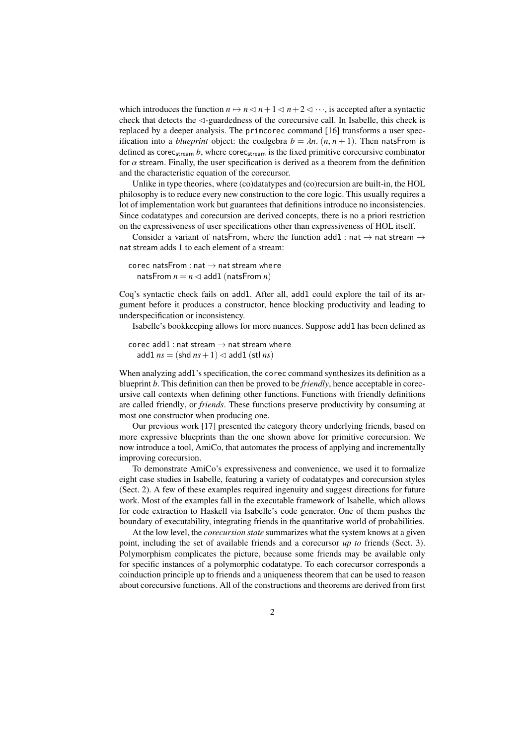which introduces the function $n \mapsto n \lhd n+1 \lhd n+2 \lhd \cdots$, is accepted after a syntactic check that detects the $\lhd$-guardedness of the corecursive call. In Isabelle, this check is replaced by a deeper analysis. The primcorec command [16] transforms a user specification into a *blueprint* object: the coalgebra $b = \lambda n.\ (n, n+1)$. Then natsFrom is defined as $\mathsf{corec}_{\mathsf{stream}}\ b$, where $\mathsf{corec}_{\mathsf{stream}}$ is the fixed primitive corecursive combinator for $\alpha$ stream. Finally, the user specification is derived as a theorem from the definition and the characteristic equation of the corecursor.

Unlike in type theories, where (co)datatypes and (co)recursion are built-in, the HOL philosophy is to reduce every new construction to the core logic. This usually requires a lot of implementation work but guarantees that definitions introduce no inconsistencies. Since codatatypes and corecursion are derived concepts, there is no a priori restriction on the expressiveness of user specifications other than expressiveness of HOL itself.

Consider a variant of natsFrom, where the function add1 : nat $\to$ nat stream $\to$ nat stream adds 1 to each element of a stream:

```
corec natsFrom : nat → nat stream where
  natsFrom n = n ◁ add1 (natsFrom n)
```

Coq's syntactic check fails on add1. After all, add1 could explore the tail of its argument before it produces a constructor, hence blocking productivity and leading to underspecification or inconsistency.

Isabelle's bookkeeping allows for more nuances. Suppose add1 has been defined as

```
corec add1 : nat stream → nat stream where
  add1 ns = (shd ns + 1) ◁ add1 (stl ns)
```

When analyzing add1's specification, the corec command synthesizes its definition as a blueprint $b$. This definition can then be proved to be *friendly*, hence acceptable in corecursive call contexts when defining other functions. Functions with friendly definitions are called friendly, or *friends*. These functions preserve productivity by consuming at most one constructor when producing one.

Our previous work [17] presented the category theory underlying friends, based on more expressive blueprints than the one shown above for primitive corecursion. We now introduce a tool, AmiCo, that automates the process of applying and incrementally improving corecursion.

To demonstrate AmiCo's expressiveness and convenience, we used it to formalize eight case studies in Isabelle, featuring a variety of codatatypes and corecursion styles (Sect. 2). A few of these examples required ingenuity and suggest directions for future work. Most of the examples fall in the executable framework of Isabelle, which allows for code extraction to Haskell via Isabelle's code generator. One of them pushes the boundary of executability, integrating friends in the quantitative world of probabilities.

At the low level, the *corecursion state* summarizes what the system knows at a given point, including the set of available friends and a corecursor *up to* friends (Sect. 3). Polymorphism complicates the picture, because some friends may be available only for specific instances of a polymorphic codatatype. To each corecursor corresponds a coinduction principle up to friends and a uniqueness theorem that can be used to reason about corecursive functions. All of the constructions and theorems are derived from first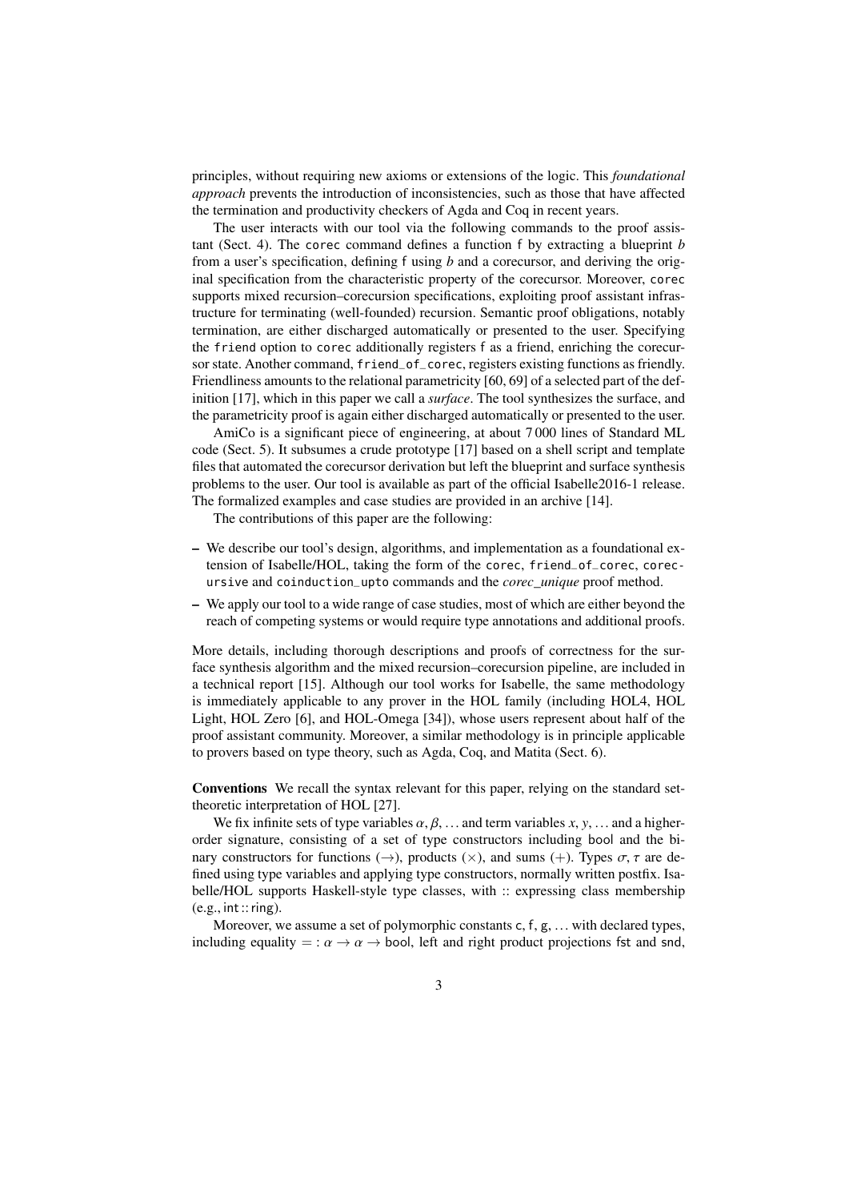principles, without requiring new axioms or extensions of the logic. This *foundational approach* prevents the introduction of inconsistencies, such as those that have affected the termination and productivity checkers of Agda and Coq in recent years.

The user interacts with our tool via the following commands to the proof assistant (Sect. 4). The `corec` command defines a function f by extracting a blueprint *b* from a user's specification, defining f using *b* and a corecursor, and deriving the original specification from the characteristic property of the corecursor. Moreover, `corec` supports mixed recursion–corecursion specifications, exploiting proof assistant infrastructure for terminating (well-founded) recursion. Semantic proof obligations, notably termination, are either discharged automatically or presented to the user. Specifying the `friend` option to `corec` additionally registers f as a friend, enriching the corecursor state. Another command, `friend_of_corec`, registers existing functions as friendly. Friendliness amounts to the relational parametricity [60, 69] of a selected part of the definition [17], which in this paper we call a *surface*. The tool synthesizes the surface, and the parametricity proof is again either discharged automatically or presented to the user.

AmiCo is a significant piece of engineering, at about 7 000 lines of Standard ML code (Sect. 5). It subsumes a crude prototype [17] based on a shell script and template files that automated the corecursor derivation but left the blueprint and surface synthesis problems to the user. Our tool is available as part of the official Isabelle2016-1 release. The formalized examples and case studies are provided in an archive [14].

The contributions of this paper are the following:

- We describe our tool's design, algorithms, and implementation as a foundational extension of Isabelle/HOL, taking the form of the `corec`, `friend_of_corec`, `corecursive` and `coinduction_upto` commands and the *corec_unique* proof method.
- We apply our tool to a wide range of case studies, most of which are either beyond the reach of competing systems or would require type annotations and additional proofs.

More details, including thorough descriptions and proofs of correctness for the surface synthesis algorithm and the mixed recursion–corecursion pipeline, are included in a technical report [15]. Although our tool works for Isabelle, the same methodology is immediately applicable to any prover in the HOL family (including HOL4, HOL Light, HOL Zero [6], and HOL-Omega [34]), whose users represent about half of the proof assistant community. Moreover, a similar methodology is in principle applicable to provers based on type theory, such as Agda, Coq, and Matita (Sect. 6).

**Conventions** We recall the syntax relevant for this paper, relying on the standard set-theoretic interpretation of HOL [27].

We fix infinite sets of type variables $\alpha, \beta, \ldots$ and term variables $x, y, \ldots$ and a higher-order signature, consisting of a set of type constructors including bool and the binary constructors for functions ($\rightarrow$), products ($\times$), and sums ($+$). Types $\sigma, \tau$ are defined using type variables and applying type constructors, normally written postfix. Isabelle/HOL supports Haskell-style type classes, with :: expressing class membership (e.g., int :: ring).

Moreover, we assume a set of polymorphic constants c, f, g, ... with declared types, including equality $= : \alpha \rightarrow \alpha \rightarrow$ bool, left and right product projections fst and snd,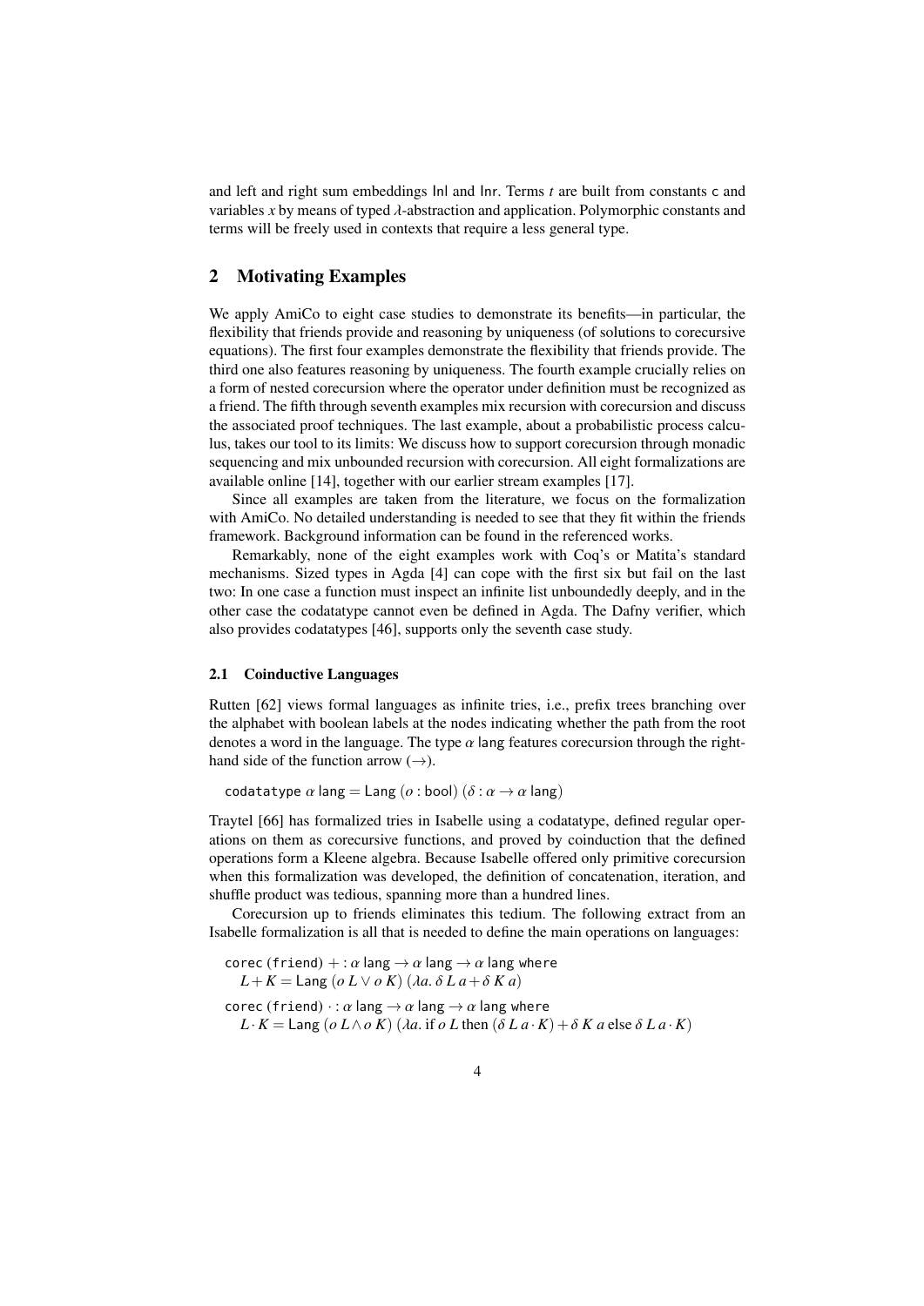and left and right sum embeddings Inl and Inr. Terms $t$ are built from constants c and variables $x$ by means of typed $\lambda$-abstraction and application. Polymorphic constants and terms will be freely used in contexts that require a less general type.

## 2 Motivating Examples

We apply AmiCo to eight case studies to demonstrate its benefits—in particular, the flexibility that friends provide and reasoning by uniqueness (of solutions to corecursive equations). The first four examples demonstrate the flexibility that friends provide. The third one also features reasoning by uniqueness. The fourth example crucially relies on a form of nested corecursion where the operator under definition must be recognized as a friend. The fifth through seventh examples mix recursion with corecursion and discuss the associated proof techniques. The last example, about a probabilistic process calculus, takes our tool to its limits: We discuss how to support corecursion through monadic sequencing and mix unbounded recursion with corecursion. All eight formalizations are available online [14], together with our earlier stream examples [17].

Since all examples are taken from the literature, we focus on the formalization with AmiCo. No detailed understanding is needed to see that they fit within the friends framework. Background information can be found in the referenced works.

Remarkably, none of the eight examples work with Coq's or Matita's standard mechanisms. Sized types in Agda [4] can cope with the first six but fail on the last two: In one case a function must inspect an infinite list unboundedly deeply, and in the other case the codatatype cannot even be defined in Agda. The Dafny verifier, which also provides codatatypes [46], supports only the seventh case study.

### 2.1 Coinductive Languages

Rutten [62] views formal languages as infinite tries, i.e., prefix trees branching over the alphabet with boolean labels at the nodes indicating whether the path from the root denotes a word in the language. The type $\alpha$ lang features corecursion through the right-hand side of the function arrow ($\to$).

codatatype $\alpha$ lang = Lang ($o$ : bool) ($\delta : \alpha \to \alpha$ lang)

Traytel [66] has formalized tries in Isabelle using a codatatype, defined regular operations on them as corecursive functions, and proved by coinduction that the defined operations form a Kleene algebra. Because Isabelle offered only primitive corecursion when this formalization was developed, the definition of concatenation, iteration, and shuffle product was tedious, spanning more than a hundred lines.

Corecursion up to friends eliminates this tedium. The following extract from an Isabelle formalization is all that is needed to define the main operations on languages:

corec (friend) $+ : \alpha$ lang $\to \alpha$ lang $\to \alpha$ lang where
  $L + K =$ Lang $(o\ L \vee o\ K)\ (\lambda a.\ \delta\ L\ a + \delta\ K\ a)$

corec (friend) $\cdot : \alpha$ lang $\to \alpha$ lang $\to \alpha$ lang where
  $L \cdot K =$ Lang $(o\ L \wedge o\ K)\ (\lambda a.\ \text{if}\ o\ L\ \text{then}\ (\delta\ L\ a \cdot K) + \delta\ K\ a\ \text{else}\ \delta\ L\ a \cdot K)$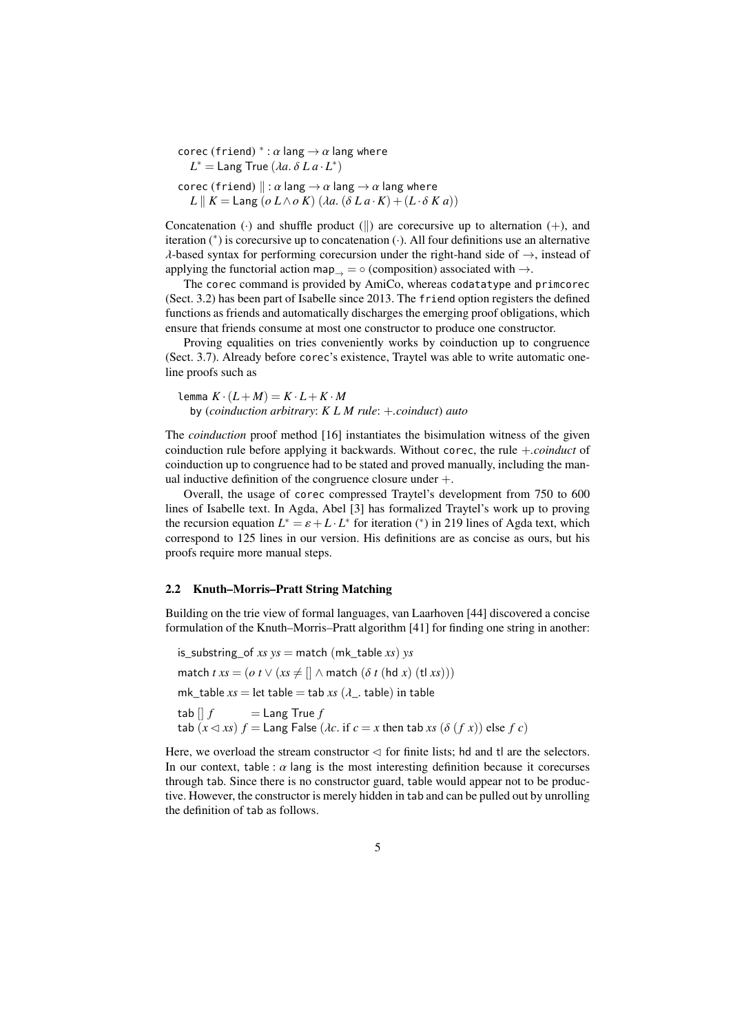```
corec (friend) * : α lang → α lang where
  L* = Lang True (λa. δ L a · L*)

corec (friend) ∥ : α lang → α lang → α lang where
  L ∥ K = Lang (o L ∧ o K) (λa. (δ L a · K) + (L · δ K a))
```

Concatenation ($\cdot$) and shuffle product ($\|$) are corecursive up to alternation ($+$), and iteration ($^*$) is corecursive up to concatenation ($\cdot$). All four definitions use an alternative $\lambda$-based syntax for performing corecursion under the right-hand side of $\rightarrow$, instead of applying the functorial action $\mathsf{map}_{\rightarrow} = \circ$ (composition) associated with $\rightarrow$.

The `corec` command is provided by AmiCo, whereas `codatatype` and `primcorec` (Sect. 3.2) has been part of Isabelle since 2013. The `friend` option registers the defined functions as friends and automatically discharges the emerging proof obligations, which ensure that friends consume at most one constructor to produce one constructor.

Proving equalities on tries conveniently works by coinduction up to congruence (Sect. 3.7). Already before `corec`'s existence, Traytel was able to write automatic one-line proofs such as

```
lemma K · (L + M) = K · L + K · M
  by (coinduction arbitrary: K L M rule: +.coinduct) auto
```

The *coinduction* proof method [16] instantiates the bisimulation witness of the given coinduction rule before applying it backwards. Without `corec`, the rule $+$.*coinduct* of coinduction up to congruence had to be stated and proved manually, including the manual inductive definition of the congruence closure under $+$.

Overall, the usage of `corec` compressed Traytel's development from 750 to 600 lines of Isabelle text. In Agda, Abel [3] has formalized Traytel's work up to proving the recursion equation $L^* = \varepsilon + L \cdot L^*$ for iteration ($^*$) in 219 lines of Agda text, which correspond to 125 lines in our version. His definitions are as concise as ours, but his proofs require more manual steps.

### 2.2 Knuth–Morris–Pratt String Matching

Building on the trie view of formal languages, van Laarhoven [44] discovered a concise formulation of the Knuth–Morris–Pratt algorithm [41] for finding one string in another:

```
is_substring_of xs ys = match (mk_table xs) ys

match t xs = (o t ∨ (xs ≠ [] ∧ match (δ t (hd x) (tl xs))))

mk_table xs = let table = tab xs (λ_. table) in table

tab [] f       = Lang True f
tab (x ◁ xs) f = Lang False (λc. if c = x then tab xs (δ (f x)) else f c)
```

Here, we overload the stream constructor $\lhd$ for finite lists; hd and tl are the selectors. In our context, $\mathsf{table} : \alpha\ \mathsf{lang}$ is the most interesting definition because it corecurses through tab. Since there is no constructor guard, table would appear not to be productive. However, the constructor is merely hidden in tab and can be pulled out by unrolling the definition of tab as follows.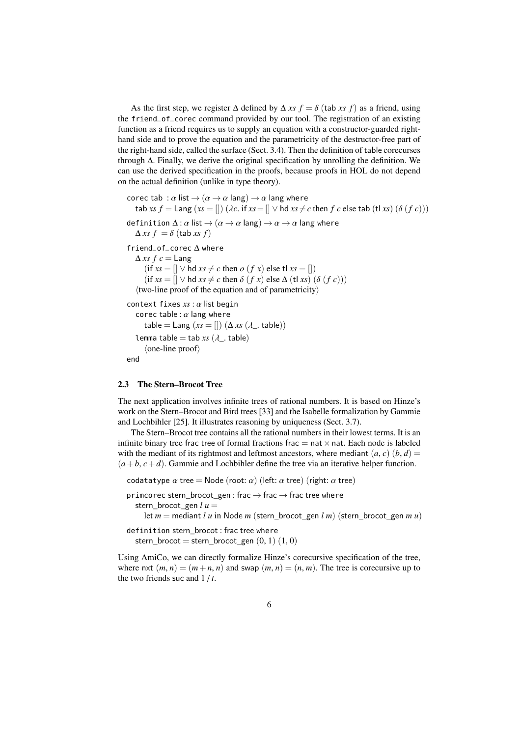As the first step, we register $\Delta$ defined by $\Delta\ xs\ f = \delta\ (\mathsf{tab}\ xs\ f)$ as a friend, using the `friend_of_corec` command provided by our tool. The registration of an existing function as a friend requires us to supply an equation with a constructor-guarded right-hand side and to prove the equation and the parametricity of the destructor-free part of the right-hand side, called the surface (Sect. 3.4). Then the definition of table corecurses through $\Delta$. Finally, we derive the original specification by unrolling the definition. We can use the derived specification in the proofs, because proofs in HOL do not depend on the actual definition (unlike in type theory).

```
corec tab : α list → (α → α lang) → α lang where
  tab xs f = Lang (xs = []) (λc. if xs = [] ∨ hd xs ≠ c then f c else tab (tl xs) (δ (f c)))
definition Δ : α list → (α → α lang) → α → α lang where
  Δ xs f = δ (tab xs f)
friend_of_corec Δ where
  Δ xs f c = Lang
    (if xs = [] ∨ hd xs ≠ c then o (f x) else tl xs = [])
    (if xs = [] ∨ hd xs ≠ c then δ (f x) else Δ (tl xs) (δ (f c)))
  ⟨two-line proof of the equation and of parametricity⟩
context fixes xs : α list begin
  corec table : α lang where
    table = Lang (xs = []) (Δ xs (λ_. table))
  lemma table = tab xs (λ_. table)
    ⟨one-line proof⟩
end
```

### 2.3 The Stern–Brocot Tree

The next application involves infinite trees of rational numbers. It is based on Hinze's work on the Stern–Brocot and Bird trees [33] and the Isabelle formalization by Gammie and Lochbihler [25]. It illustrates reasoning by uniqueness (Sect. 3.7).

The Stern–Brocot tree contains all the rational numbers in their lowest terms. It is an infinite binary tree frac tree of formal fractions $\mathsf{frac} = \mathsf{nat} \times \mathsf{nat}$. Each node is labeled with the mediant of its rightmost and leftmost ancestors, where $\mathsf{mediant}\ (a, c)\ (b, d) = (a + b, c + d)$. Gammie and Lochbihler define the tree via an iterative helper function.

```
codatatype α tree = Node (root: α) (left: α tree) (right: α tree)
primcorec stern_brocot_gen : frac → frac → frac tree where
  stern_brocot_gen l u =
    let m = mediant l u in Node m (stern_brocot_gen l m) (stern_brocot_gen m u)
definition stern_brocot : frac tree where
  stern_brocot = stern_brocot_gen (0, 1) (1, 0)
```

Using AmiCo, we can directly formalize Hinze's corecursive specification of the tree, where $\mathsf{nxt}\ (m, n) = (m + n, n)$ and $\mathsf{swap}\ (m, n) = (n, m)$. The tree is corecursive up to the two friends suc and $1\,/\,t$.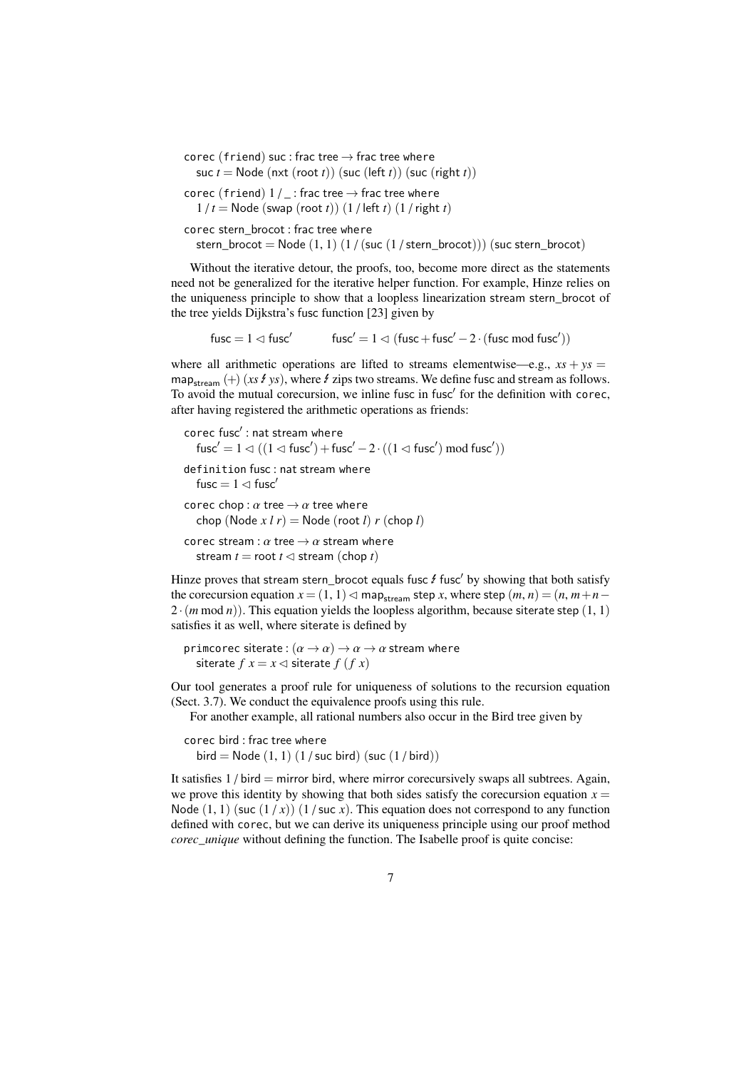```
corec (friend) suc : frac tree → frac tree where
  suc t = Node (nxt (root t)) (suc (left t)) (suc (right t))

corec (friend) 1 / _ : frac tree → frac tree where
  1 / t = Node (swap (root t)) (1 / left t) (1 / right t)

corec stern_brocot : frac tree where
  stern_brocot = Node (1, 1) (1 / (suc (1 / stern_brocot))) (suc stern_brocot)
```

Without the iterative detour, the proofs, too, become more direct as the statements need not be generalized for the iterative helper function. For example, Hinze relies on the uniqueness principle to show that a loopless linearization stream stern_brocot of the tree yields Dijkstra's fusc function [23] given by

$$\mathsf{fusc} = 1 \lhd \mathsf{fusc}' \qquad \mathsf{fusc}' = 1 \lhd (\mathsf{fusc} + \mathsf{fusc}' - 2 \cdot (\mathsf{fusc} \bmod \mathsf{fusc}'))$$

where all arithmetic operations are lifted to streams elementwise—e.g., $xs + ys = \mathsf{map}_{\mathsf{stream}}\ (+)\ (xs \between ys)$, where $\between$ zips two streams. We define fusc and stream as follows. To avoid the mutual corecursion, we inline fusc in fusc′ for the definition with `corec`, after having registered the arithmetic operations as friends:

```
corec fusc' : nat stream where
  fusc' = 1 ◁ ((1 ◁ fusc') + fusc' − 2 · ((1 ◁ fusc') mod fusc'))

definition fusc : nat stream where
  fusc = 1 ◁ fusc'

corec chop : α tree → α tree where
  chop (Node x l r) = Node (root l) r (chop l)

corec stream : α tree → α stream where
  stream t = root t ◁ stream (chop t)
```

Hinze proves that stream stern_brocot equals fusc $\between$ fusc′ by showing that both satisfy the corecursion equation $x = (1, 1) \lhd \mathsf{map}_{\mathsf{stream}}\ \mathsf{step}\ x$, where $\mathsf{step}\ (m, n) = (n, m + n - 2 \cdot (m \bmod n))$. This equation yields the loopless algorithm, because siterate step $(1, 1)$ satisfies it as well, where siterate is defined by

```
primcorec siterate : (α → α) → α → α stream where
  siterate f x = x ◁ siterate f (f x)
```

Our tool generates a proof rule for uniqueness of solutions to the recursion equation (Sect. 3.7). We conduct the equivalence proofs using this rule.

For another example, all rational numbers also occur in the Bird tree given by

```
corec bird : frac tree where
  bird = Node (1, 1) (1 / suc bird) (suc (1 / bird))
```

It satisfies 1 / bird = mirror bird, where mirror corecursively swaps all subtrees. Again, we prove this identity by showing that both sides satisfy the corecursion equation $x =$ Node $(1, 1)$ (suc $(1 / x)$) $(1 /$ suc $x)$. This equation does not correspond to any function defined with `corec`, but we can derive its uniqueness principle using our proof method *corec_unique* without defining the function. The Isabelle proof is quite concise: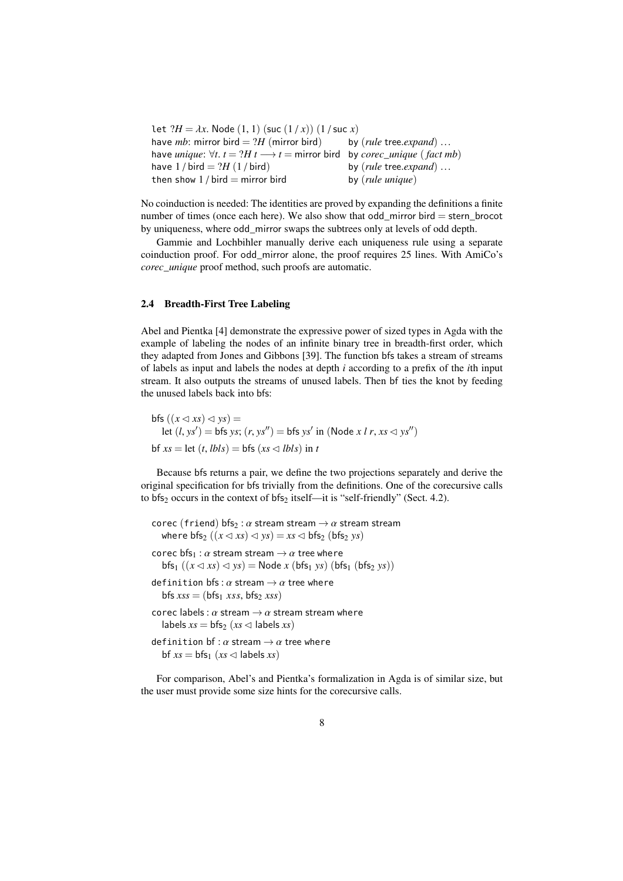```
let ?H = λx. Node (1, 1) (suc (1 / x)) (1 / suc x)
have mb: mirror bird = ?H (mirror bird)          by (rule tree.expand) ...
have unique: ∀t. t = ?H t ⟶ t = mirror bird    by corec_unique (fact mb)
have 1 / bird = ?H (1 / bird)                    by (rule tree.expand) ...
then show 1 / bird = mirror bird                 by (rule unique)
```

No coinduction is needed: The identities are proved by expanding the definitions a finite number of times (once each here). We also show that odd_mirror bird = stern_brocot by uniqueness, where odd_mirror swaps the subtrees only at levels of odd depth.

Gammie and Lochbihler manually derive each uniqueness rule using a separate coinduction proof. For odd_mirror alone, the proof requires 25 lines. With AmiCo's *corec_unique* proof method, such proofs are automatic.

### 2.4 Breadth-First Tree Labeling

Abel and Pientka [4] demonstrate the expressive power of sized types in Agda with the example of labeling the nodes of an infinite binary tree in breadth-first order, which they adapted from Jones and Gibbons [39]. The function bfs takes a stream of streams of labels as input and labels the nodes at depth $i$ according to a prefix of the $i$th input stream. It also outputs the streams of unused labels. Then bf ties the knot by feeding the unused labels back into bfs:

$$\mathsf{bfs}\ ((x \lhd xs) \lhd ys) = \text{let } (l, ys') = \mathsf{bfs}\ ys;\ (r, ys'') = \mathsf{bfs}\ ys' \text{ in } (\mathsf{Node}\ x\ l\ r,\ xs \lhd ys'')$$

$$\mathsf{bf}\ xs = \text{let } (t, lbls) = \mathsf{bfs}\ (xs \lhd lbls) \text{ in } t$$

Because bfs returns a pair, we define the two projections separately and derive the original specification for bfs trivially from the definitions. One of the corecursive calls to $\mathsf{bfs}_2$ occurs in the context of $\mathsf{bfs}_2$ itself—it is "self-friendly" (Sect. 4.2).

```
corec (friend) bfs₂ : α stream stream → α stream stream
  where bfs₂ ((x ◁ xs) ◁ ys) = xs ◁ bfs₂ (bfs₂ ys)

corec bfs₁ : α stream stream → α tree where
  bfs₁ ((x ◁ xs) ◁ ys) = Node x (bfs₁ ys) (bfs₁ (bfs₂ ys))

definition bfs : α stream → α tree where
  bfs xss = (bfs₁ xss, bfs₂ xss)

corec labels : α stream → α stream stream where
  labels xs = bfs₂ (xs ◁ labels xs)

definition bf : α stream → α tree where
  bf xs = bfs₁ (xs ◁ labels xs)
```

For comparison, Abel's and Pientka's formalization in Agda is of similar size, but the user must provide some size hints for the corecursive calls.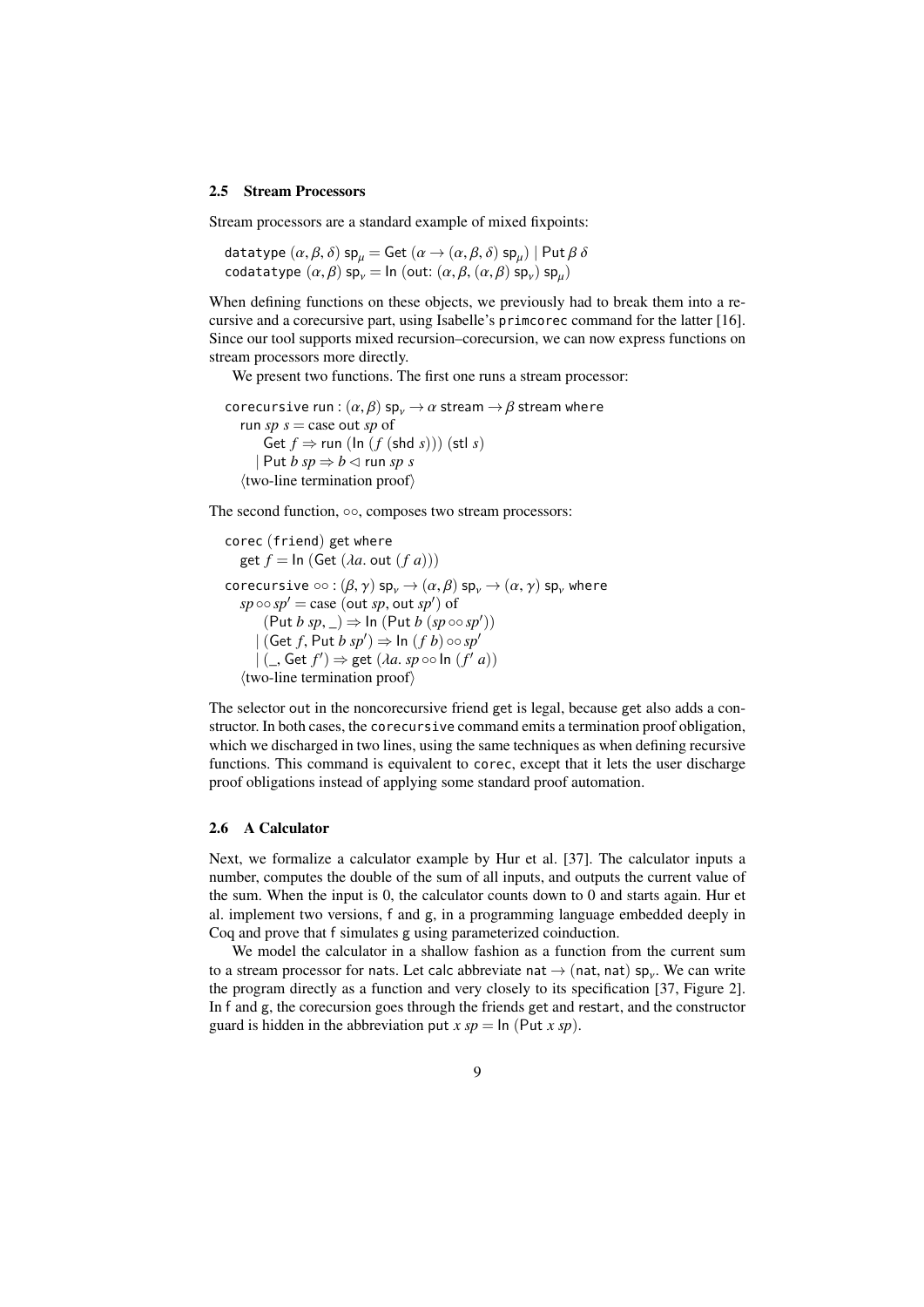### 2.5 Stream Processors

Stream processors are a standard example of mixed fixpoints:

datatype $(\alpha, \beta, \delta)\ \mathsf{sp}_\mu = \mathsf{Get}\ (\alpha \to (\alpha, \beta, \delta)\ \mathsf{sp}_\mu) \mid \mathsf{Put}\ \beta\ \delta$
codatatype $(\alpha, \beta)\ \mathsf{sp}_\nu = \mathsf{In}\ (\mathsf{out}\!: (\alpha, \beta, (\alpha, \beta)\ \mathsf{sp}_\nu)\ \mathsf{sp}_\mu)$

When defining functions on these objects, we previously had to break them into a recursive and a corecursive part, using Isabelle's primcorec command for the latter [16]. Since our tool supports mixed recursion–corecursion, we can now express functions on stream processors more directly.

We present two functions. The first one runs a stream processor:

corecursive run : $(\alpha, \beta)\ \mathsf{sp}_\nu \to \alpha\ \mathsf{stream} \to \beta\ \mathsf{stream}$ where
  run $sp\ s$ = case out $sp$ of
    Get $f \Rightarrow$ run (In ($f$ (shd $s$))) (stl $s$)
  | Put $b\ sp \Rightarrow b \lhd$ run $sp\ s$
  ⟨two-line termination proof⟩

The second function, $\circ\circ$, composes two stream processors:

corec (friend) get where
  get $f$ = In (Get ($\lambda a$. out ($f\ a$)))

corecursive $\circ\circ : (\beta, \gamma)\ \mathsf{sp}_\nu \to (\alpha, \beta)\ \mathsf{sp}_\nu \to (\alpha, \gamma)\ \mathsf{sp}_\nu$ where
  $sp \circ\circ sp'$ = case (out $sp$, out $sp'$) of
    (Put $b\ sp$, _) $\Rightarrow$ In (Put $b$ ($sp \circ\circ sp'$))
  | (Get $f$, Put $b\ sp'$) $\Rightarrow$ In ($f\ b$) $\circ\circ\ sp'$
  | (_, Get $f'$) $\Rightarrow$ get ($\lambda a$. $sp \circ\circ$ In ($f'\ a$))
  ⟨two-line termination proof⟩

The selector out in the noncorecursive friend get is legal, because get also adds a constructor. In both cases, the corecursive command emits a termination proof obligation, which we discharged in two lines, using the same techniques as when defining recursive functions. This command is equivalent to corec, except that it lets the user discharge proof obligations instead of applying some standard proof automation.

### 2.6 A Calculator

Next, we formalize a calculator example by Hur et al. [37]. The calculator inputs a number, computes the double of the sum of all inputs, and outputs the current value of the sum. When the input is 0, the calculator counts down to 0 and starts again. Hur et al. implement two versions, f and g, in a programming language embedded deeply in Coq and prove that f simulates g using parameterized coinduction.

We model the calculator in a shallow fashion as a function from the current sum to a stream processor for nats. Let calc abbreviate nat $\to$ (nat, nat) $\mathsf{sp}_\nu$. We can write the program directly as a function and very closely to its specification [37, Figure 2]. In f and g, the corecursion goes through the friends get and restart, and the constructor guard is hidden in the abbreviation put $x\ sp$ = In (Put $x\ sp$).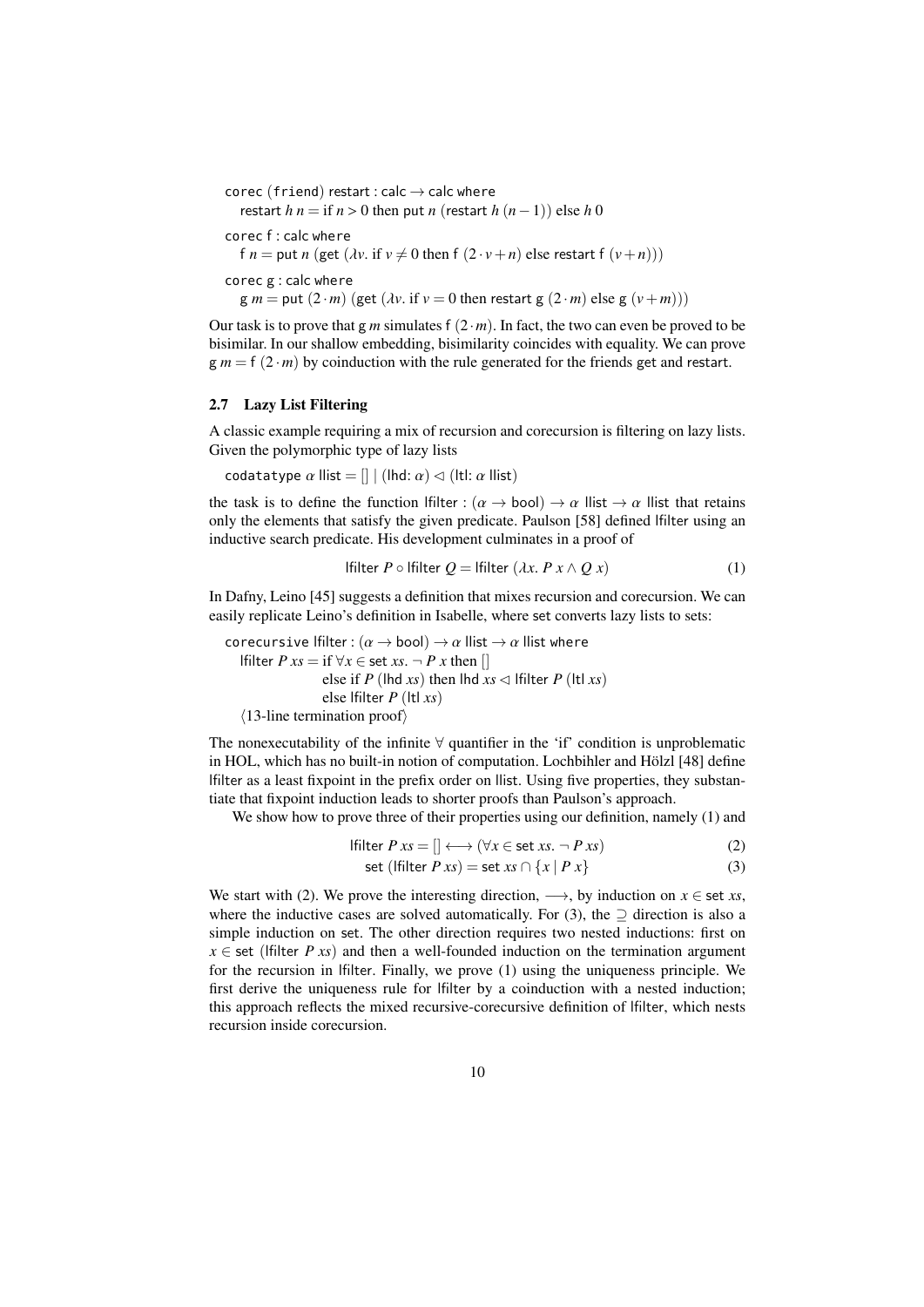```
corec (friend) restart : calc → calc where
  restart h n = if n > 0 then put n (restart h (n − 1)) else h 0
corec f : calc where
  f n = put n (get (λv. if v ≠ 0 then f (2 · v + n) else restart f (v + n)))
corec g : calc where
  g m = put (2 · m) (get (λv. if v = 0 then restart g (2 · m) else g (v + m)))
```

Our task is to prove that g $m$ simulates f $(2 \cdot m)$. In fact, the two can even be proved to be bisimilar. In our shallow embedding, bisimilarity coincides with equality. We can prove g $m$ = f $(2 \cdot m)$ by coinduction with the rule generated for the friends get and restart.

### 2.7 Lazy List Filtering

A classic example requiring a mix of recursion and corecursion is filtering on lazy lists. Given the polymorphic type of lazy lists

```
codatatype α llist = [] | (lhd: α) ◁ (ltl: α llist)
```

the task is to define the function lfilter : $(\alpha \to \text{bool}) \to \alpha$ llist $\to \alpha$ llist that retains only the elements that satisfy the given predicate. Paulson [58] defined lfilter using an inductive search predicate. His development culminates in a proof of

$$\text{lfilter } P \circ \text{lfilter } Q = \text{lfilter } (\lambda x.\ P\ x \wedge Q\ x) \tag{1}$$

In Dafny, Leino [45] suggests a definition that mixes recursion and corecursion. We can easily replicate Leino's definition in Isabelle, where set converts lazy lists to sets:

```
corecursive lfilter : (α → bool) → α llist → α llist where
  lfilter P xs = if ∀x ∈ set xs. ¬ P x then []
                 else if P (lhd xs) then lhd xs ◁ lfilter P (ltl xs)
                 else lfilter P (ltl xs)
  ⟨13-line termination proof⟩
```

The nonexecutability of the infinite $\forall$ quantifier in the 'if' condition is unproblematic in HOL, which has no built-in notion of computation. Lochbihler and Hölzl [48] define lfilter as a least fixpoint in the prefix order on llist. Using five properties, they substantiate that fixpoint induction leads to shorter proofs than Paulson's approach.

We show how to prove three of their properties using our definition, namely (1) and

$$\text{lfilter } P\ xs = [] \longleftrightarrow (\forall x \in \text{set } xs.\ \neg\ P\ xs) \tag{2}$$

$$\text{set } (\text{lfilter } P\ xs) = \text{set } xs \cap \{x \mid P\ x\} \tag{3}$$

We start with (2). We prove the interesting direction, $\longrightarrow$, by induction on $x \in$ set $xs$, where the inductive cases are solved automatically. For (3), the $\supseteq$ direction is also a simple induction on set. The other direction requires two nested inductions: first on $x \in$ set (lfilter $P\ xs$) and then a well-founded induction on the termination argument for the recursion in lfilter. Finally, we prove (1) using the uniqueness principle. We first derive the uniqueness rule for lfilter by a coinduction with a nested induction; this approach reflects the mixed recursive-corecursive definition of lfilter, which nests recursion inside corecursion.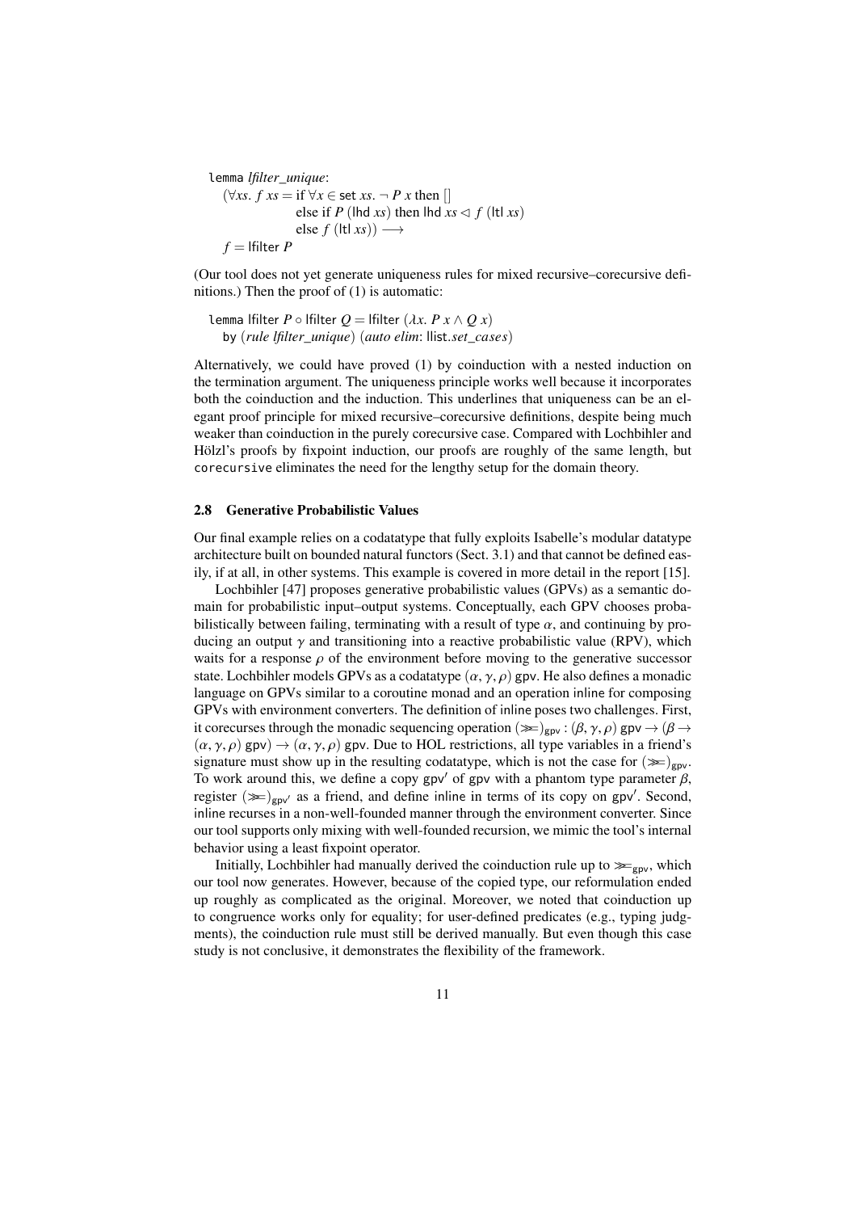```
lemma lfilter_unique:
  (∀xs. f xs = if ∀x ∈ set xs. ¬ P x then []
               else if P (lhd xs) then lhd xs ◁ f (ltl xs)
               else f (ltl xs)) ⟶
  f = lfilter P
```

(Our tool does not yet generate uniqueness rules for mixed recursive–corecursive definitions.) Then the proof of (1) is automatic:

```
lemma lfilter P ∘ lfilter Q = lfilter (λx. P x ∧ Q x)
  by (rule lfilter_unique) (auto elim: llist.set_cases)
```

Alternatively, we could have proved (1) by coinduction with a nested induction on the termination argument. The uniqueness principle works well because it incorporates both the coinduction and the induction. This underlines that uniqueness can be an elegant proof principle for mixed recursive–corecursive definitions, despite being much weaker than coinduction in the purely corecursive case. Compared with Lochbihler and Hölzl's proofs by fixpoint induction, our proofs are roughly of the same length, but `corecursive` eliminates the need for the lengthy setup for the domain theory.

### 2.8 Generative Probabilistic Values

Our final example relies on a codatatype that fully exploits Isabelle's modular datatype architecture built on bounded natural functors (Sect. 3.1) and that cannot be defined easily, if at all, in other systems. This example is covered in more detail in the report [15].

Lochbihler [47] proposes generative probabilistic values (GPVs) as a semantic domain for probabilistic input–output systems. Conceptually, each GPV chooses probabilistically between failing, terminating with a result of type $\alpha$, and continuing by producing an output $\gamma$ and transitioning into a reactive probabilistic value (RPV), which waits for a response $\rho$ of the environment before moving to the generative successor state. Lochbihler models GPVs as a codatatype $(\alpha, \gamma, \rho)$ gpv. He also defines a monadic language on GPVs similar to a coroutine monad and an operation inline for composing GPVs with environment converters. The definition of inline poses two challenges. First, it corecurses through the monadic sequencing operation $(\gg\!=)_{\mathsf{gpv}} : (\beta, \gamma, \rho)\ \mathsf{gpv} \to (\beta \to (\alpha, \gamma, \rho)\ \mathsf{gpv}) \to (\alpha, \gamma, \rho)\ \mathsf{gpv}$. Due to HOL restrictions, all type variables in a friend's signature must show up in the resulting codatatype, which is not the case for $(\gg\!=)_{\mathsf{gpv}}$. To work around this, we define a copy gpv′ of gpv with a phantom type parameter $\beta$, register $(\gg\!=)_{\mathsf{gpv'}}$ as a friend, and define inline in terms of its copy on gpv′. Second, inline recurses in a non-well-founded manner through the environment converter. Since our tool supports only mixing with well-founded recursion, we mimic the tool's internal behavior using a least fixpoint operator.

Initially, Lochbihler had manually derived the coinduction rule up to $\gg\!=_{\mathsf{gpv}}$, which our tool now generates. However, because of the copied type, our reformulation ended up roughly as complicated as the original. Moreover, we noted that coinduction up to congruence works only for equality; for user-defined predicates (e.g., typing judgments), the coinduction rule must still be derived manually. But even though this case study is not conclusive, it demonstrates the flexibility of the framework.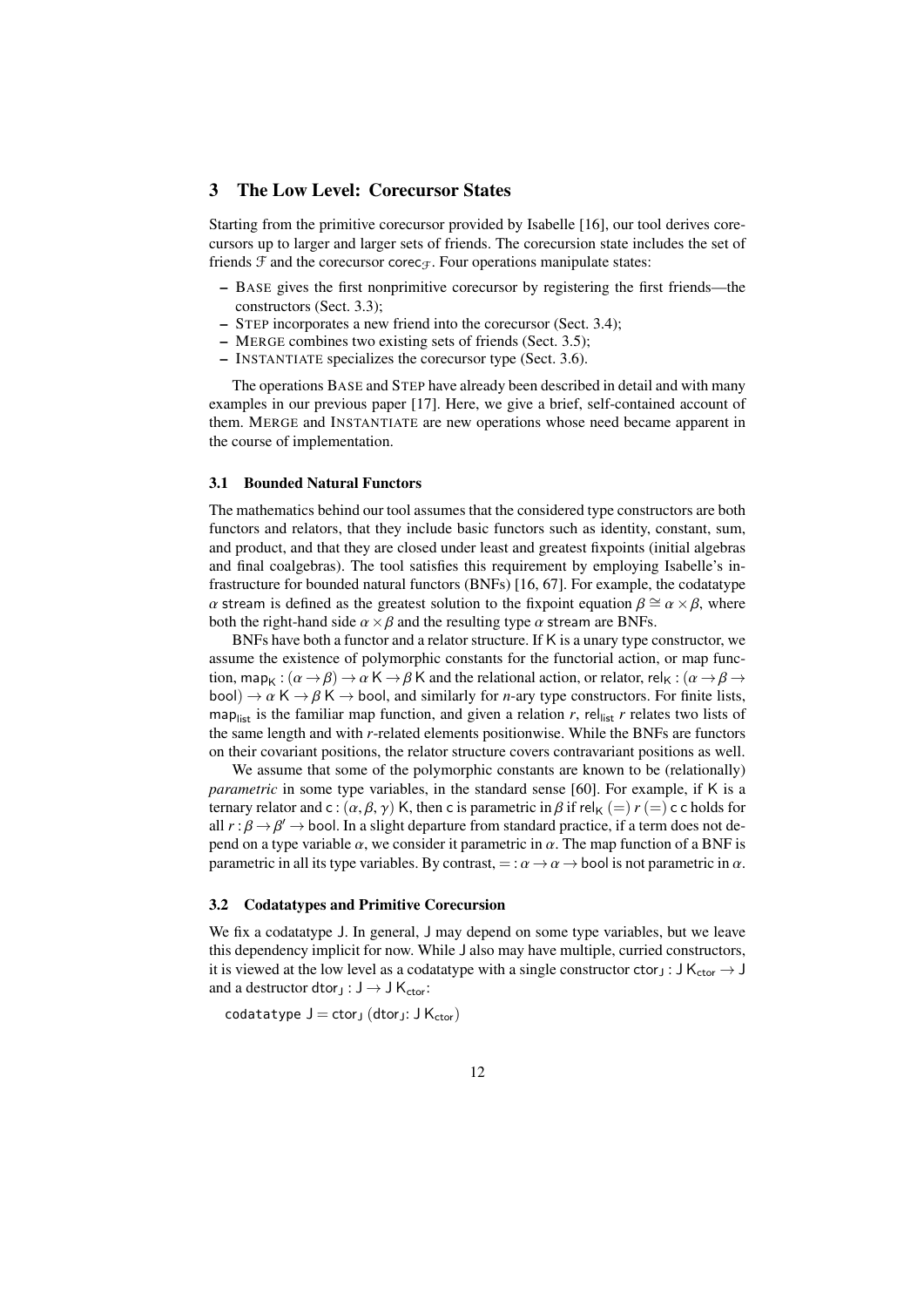## 3 The Low Level: Corecursor States

Starting from the primitive corecursor provided by Isabelle [16], our tool derives corecursors up to larger and larger sets of friends. The corecursion state includes the set of friends $\mathcal{F}$ and the corecursor $\mathsf{corec}_{\mathcal{F}}$. Four operations manipulate states:

- BASE gives the first nonprimitive corecursor by registering the first friends—the constructors (Sect. 3.3);
- STEP incorporates a new friend into the corecursor (Sect. 3.4);
- MERGE combines two existing sets of friends (Sect. 3.5);
- INSTANTIATE specializes the corecursor type (Sect. 3.6).

The operations BASE and STEP have already been described in detail and with many examples in our previous paper [17]. Here, we give a brief, self-contained account of them. MERGE and INSTANTIATE are new operations whose need became apparent in the course of implementation.

### 3.1 Bounded Natural Functors

The mathematics behind our tool assumes that the considered type constructors are both functors and relators, that they include basic functors such as identity, constant, sum, and product, and that they are closed under least and greatest fixpoints (initial algebras and final coalgebras). The tool satisfies this requirement by employing Isabelle's infrastructure for bounded natural functors (BNFs) [16, 67]. For example, the codatatype $\alpha$ $\mathsf{stream}$ is defined as the greatest solution to the fixpoint equation $\beta \cong \alpha \times \beta$, where both the right-hand side $\alpha \times \beta$ and the resulting type $\alpha$ $\mathsf{stream}$ are BNFs.

BNFs have both a functor and a relator structure. If $\mathsf{K}$ is a unary type constructor, we assume the existence of polymorphic constants for the functorial action, or map function, $\mathsf{map}_{\mathsf{K}} : (\alpha \to \beta) \to \alpha\ \mathsf{K} \to \beta\ \mathsf{K}$ and the relational action, or relator, $\mathsf{rel}_{\mathsf{K}} : (\alpha \to \beta \to \mathsf{bool}) \to \alpha\ \mathsf{K} \to \beta\ \mathsf{K} \to \mathsf{bool}$, and similarly for $n$-ary type constructors. For finite lists, $\mathsf{map}_{\mathsf{list}}$ is the familiar map function, and given a relation $r$, $\mathsf{rel}_{\mathsf{list}}\ r$ relates two lists of the same length and with $r$-related elements positionwise. While the BNFs are functors on their covariant positions, the relator structure covers contravariant positions as well.

We assume that some of the polymorphic constants are known to be (relationally) *parametric* in some type variables, in the standard sense [60]. For example, if $\mathsf{K}$ is a ternary relator and $\mathsf{c} : (\alpha, \beta, \gamma)\ \mathsf{K}$, then $\mathsf{c}$ is parametric in $\beta$ if $\mathsf{rel}_{\mathsf{K}}\ (=)\ r\ (=)\ \mathsf{c}\ \mathsf{c}$ holds for all $r : \beta \to \beta' \to \mathsf{bool}$. In a slight departure from standard practice, if a term does not depend on a type variable $\alpha$, we consider it parametric in $\alpha$. The map function of a BNF is parametric in all its type variables. By contrast, $= : \alpha \to \alpha \to \mathsf{bool}$ is not parametric in $\alpha$.

### 3.2 Codatatypes and Primitive Corecursion

We fix a codatatype $\mathsf{J}$. In general, $\mathsf{J}$ may depend on some type variables, but we leave this dependency implicit for now. While $\mathsf{J}$ also may have multiple, curried constructors, it is viewed at the low level as a codatatype with a single constructor $\mathsf{ctor}_{\mathsf{J}} : \mathsf{J}\ \mathsf{K}_{\mathsf{ctor}} \to \mathsf{J}$ and a destructor $\mathsf{dtor}_{\mathsf{J}} : \mathsf{J} \to \mathsf{J}\ \mathsf{K}_{\mathsf{ctor}}$:

$\mathtt{codatatype}\ \mathsf{J} = \mathsf{ctor}_{\mathsf{J}}\ (\mathsf{dtor}_{\mathsf{J}} \colon \mathsf{J}\ \mathsf{K}_{\mathsf{ctor}})$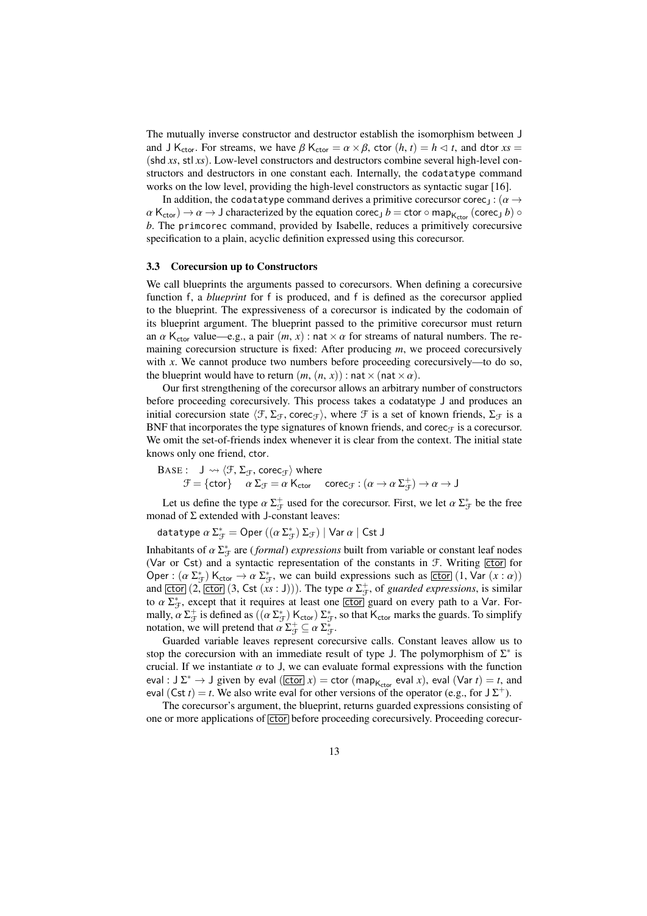The mutually inverse constructor and destructor establish the isomorphism between $\mathsf{J}$ and $\mathsf{J}\ \mathsf{K}_{\mathsf{ctor}}$. For streams, we have $\beta\ \mathsf{K}_{\mathsf{ctor}} = \alpha \times \beta$, $\mathsf{ctor}\ (h,\, t) = h \lhd t$, and $\mathsf{dtor}\ xs = (\mathsf{shd}\ xs,\ \mathsf{stl}\ xs)$. Low-level constructors and destructors combine several high-level constructors and destructors in one constant each. Internally, the `codatatype` command works on the low level, providing the high-level constructors as syntactic sugar [16].

In addition, the `codatatype` command derives a primitive corecursor $\mathsf{corec}_{\mathsf{J}} : (\alpha \to \alpha\ \mathsf{K}_{\mathsf{ctor}}) \to \alpha \to \mathsf{J}$ characterized by the equation $\mathsf{corec}_{\mathsf{J}}\ b = \mathsf{ctor} \circ \mathsf{map}_{\mathsf{K}_{\mathsf{ctor}}}\ (\mathsf{corec}_{\mathsf{J}}\ b) \circ b$. The `primcorec` command, provided by Isabelle, reduces a primitively corecursive specification to a plain, acyclic definition expressed using this corecursor.

### 3.3 Corecursion up to Constructors

We call blueprints the arguments passed to corecursors. When defining a corecursive function $\mathsf{f}$, a *blueprint* for $\mathsf{f}$ is produced, and $\mathsf{f}$ is defined as the corecursor applied to the blueprint. The expressiveness of a corecursor is indicated by the codomain of its blueprint argument. The blueprint passed to the primitive corecursor must return an $\alpha\ \mathsf{K}_{\mathsf{ctor}}$ value—e.g., a pair $(m,\, x) : \mathsf{nat} \times \alpha$ for streams of natural numbers. The remaining corecursion structure is fixed: After producing $m$, we proceed corecursively with $x$. We cannot produce two numbers before proceeding corecursively—to do so, the blueprint would have to return $(m,\, (n,\, x)) : \mathsf{nat} \times (\mathsf{nat} \times \alpha)$.

Our first strengthening of the corecursor allows an arbitrary number of constructors before proceeding corecursively. This process takes a codatatype $\mathsf{J}$ and produces an initial corecursion state $\langle \mathcal{F},\, \Sigma_{\mathcal{F}},\, \mathsf{corec}_{\mathcal{F}} \rangle$, where $\mathcal{F}$ is a set of known friends, $\Sigma_{\mathcal{F}}$ is a BNF that incorporates the type signatures of known friends, and $\mathsf{corec}_{\mathcal{F}}$ is a corecursor. We omit the set-of-friends index whenever it is clear from the context. The initial state knows only one friend, $\mathsf{ctor}$.

$$\textsc{Base}: \quad \mathsf{J} \rightsquigarrow \langle \mathcal{F},\, \Sigma_{\mathcal{F}},\, \mathsf{corec}_{\mathcal{F}} \rangle \text{ where}$$
$$\mathcal{F} = \{\mathsf{ctor}\} \qquad \alpha\ \Sigma_{\mathcal{F}} = \alpha\ \mathsf{K}_{\mathsf{ctor}} \qquad \mathsf{corec}_{\mathcal{F}} : (\alpha \to \alpha\ \Sigma_{\mathcal{F}}^{+}) \to \alpha \to \mathsf{J}$$

Let us define the type $\alpha\ \Sigma_{\mathcal{F}}^{+}$ used for the corecursor. First, we let $\alpha\ \Sigma_{\mathcal{F}}^{*}$ be the free monad of $\Sigma$ extended with $\mathsf{J}$-constant leaves:

$$\texttt{datatype}\ \alpha\ \Sigma_{\mathcal{F}}^{*} = \mathsf{Oper}\ ((\alpha\ \Sigma_{\mathcal{F}}^{*})\ \Sigma_{\mathcal{F}}) \mid \mathsf{Var}\ \alpha \mid \mathsf{Cst}\ \mathsf{J}$$

Inhabitants of $\alpha\ \Sigma_{\mathcal{F}}^{*}$ are (*formal*) *expressions* built from variable or constant leaf nodes ($\mathsf{Var}$ or $\mathsf{Cst}$) and a syntactic representation of the constants in $\mathcal{F}$. Writing $\boxed{\mathsf{ctor}}$ for $\mathsf{Oper} : (\alpha\ \Sigma_{\mathcal{F}}^{*})\ \mathsf{K}_{\mathsf{ctor}} \to \alpha\ \Sigma_{\mathcal{F}}^{*}$, we can build expressions such as $\boxed{\mathsf{ctor}}\ (1,\, \mathsf{Var}\ (x : \alpha))$ and $\boxed{\mathsf{ctor}}\ (2,\, \boxed{\mathsf{ctor}}\ (3,\, \mathsf{Cst}\ (xs : \mathsf{J})))$. The type $\alpha\ \Sigma_{\mathcal{F}}^{+}$, of *guarded expressions*, is similar to $\alpha\ \Sigma_{\mathcal{F}}^{*}$, except that it requires at least one $\boxed{\mathsf{ctor}}$ guard on every path to a $\mathsf{Var}$. Formally, $\alpha\ \Sigma_{\mathcal{F}}^{+}$ is defined as $((\alpha\ \Sigma_{\mathcal{F}}^{*})\ \mathsf{K}_{\mathsf{ctor}})\ \Sigma_{\mathcal{F}}^{*}$, so that $\mathsf{K}_{\mathsf{ctor}}$ marks the guards. To simplify notation, we will pretend that $\alpha\ \Sigma_{\mathcal{F}}^{+} \subseteq \alpha\ \Sigma_{\mathcal{F}}^{*}$.

Guarded variable leaves represent corecursive calls. Constant leaves allow us to stop the corecursion with an immediate result of type $\mathsf{J}$. The polymorphism of $\Sigma^{*}$ is crucial. If we instantiate $\alpha$ to $\mathsf{J}$, we can evaluate formal expressions with the function $\mathsf{eval} : \mathsf{J}\ \Sigma^{*} \to \mathsf{J}$ given by $\mathsf{eval}\ (\boxed{\mathsf{ctor}}\ x) = \mathsf{ctor}\ (\mathsf{map}_{\mathsf{K}_{\mathsf{ctor}}}\ \mathsf{eval}\ x)$, $\mathsf{eval}\ (\mathsf{Var}\ t) = t$, and $\mathsf{eval}\ (\mathsf{Cst}\ t) = t$. We also write $\mathsf{eval}$ for other versions of the operator (e.g., for $\mathsf{J}\ \Sigma^{+}$).

The corecursor's argument, the blueprint, returns guarded expressions consisting of one or more applications of $\boxed{\mathsf{ctor}}$ before proceeding corecursively. Proceeding corecur-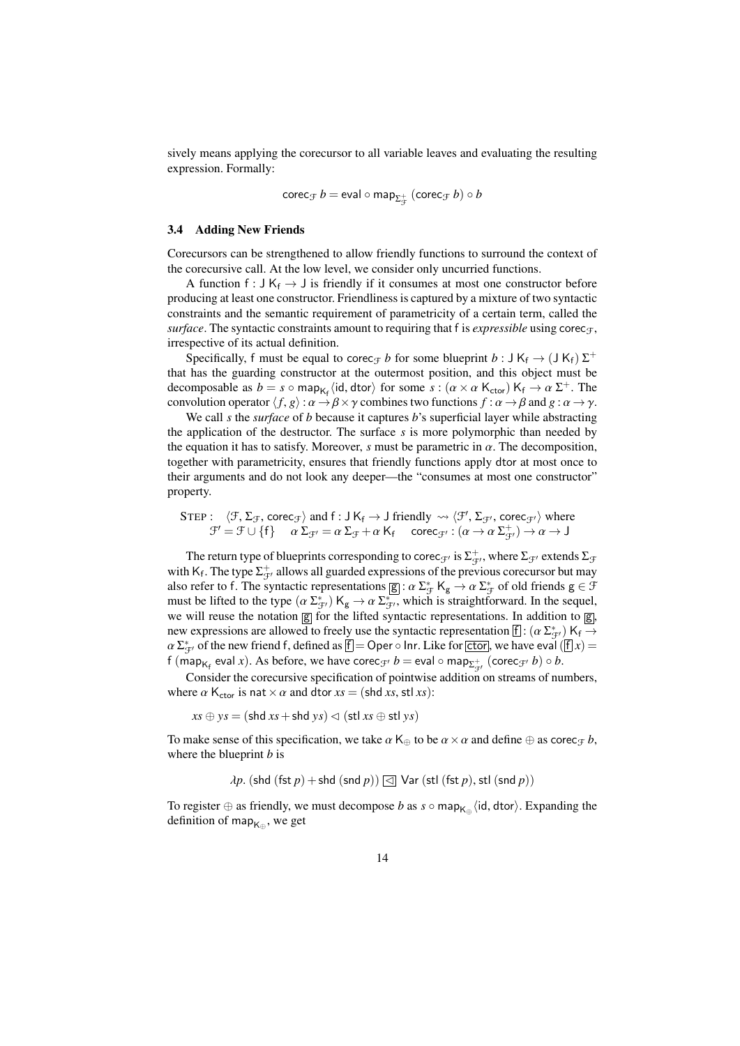sively means applying the corecursor to all variable leaves and evaluating the resulting expression. Formally:

$$\mathsf{corec}_{\mathcal{F}}\ b = \mathsf{eval} \circ \mathsf{map}_{\Sigma^+_{\mathcal{F}}}\ (\mathsf{corec}_{\mathcal{F}}\ b) \circ b$$

### 3.4 Adding New Friends

Corecursors can be strengthened to allow friendly functions to surround the context of the corecursive call. At the low level, we consider only uncurried functions.

A function $\mathsf{f} : \mathsf{J}\ \mathsf{K_f} \to \mathsf{J}$ is friendly if it consumes at most one constructor before producing at least one constructor. Friendliness is captured by a mixture of two syntactic constraints and the semantic requirement of parametricity of a certain term, called the *surface*. The syntactic constraints amount to requiring that $\mathsf{f}$ is *expressible* using $\mathsf{corec}_{\mathcal{F}}$, irrespective of its actual definition.

Specifically, $\mathsf{f}$ must be equal to $\mathsf{corec}_{\mathcal{F}}\ b$ for some blueprint $b : \mathsf{J}\ \mathsf{K_f} \to (\mathsf{J}\ \mathsf{K_f})\ \Sigma^+$ that has the guarding constructor at the outermost position, and this object must be decomposable as $b = s \circ \mathsf{map}_{\mathsf{K_f}} \langle \mathsf{id}, \mathsf{dtor}\rangle$ for some $s : (\alpha \times \alpha\ \mathsf{K_{ctor}})\ \mathsf{K_f} \to \alpha\ \Sigma^+$. The convolution operator $\langle f, g\rangle : \alpha \to \beta \times \gamma$ combines two functions $f : \alpha \to \beta$ and $g : \alpha \to \gamma$.

We call $s$ the *surface* of $b$ because it captures $b$'s superficial layer while abstracting the application of the destructor. The surface $s$ is more polymorphic than needed by the equation it has to satisfy. Moreover, $s$ must be parametric in $\alpha$. The decomposition, together with parametricity, ensures that friendly functions apply $\mathsf{dtor}$ at most once to their arguments and do not look any deeper—the "consumes at most one constructor" property.

STEP : $\langle \mathcal{F}, \Sigma_{\mathcal{F}}, \mathsf{corec}_{\mathcal{F}}\rangle$ and $\mathsf{f} : \mathsf{J}\ \mathsf{K_f} \to \mathsf{J}$ friendly $\rightsquigarrow \langle \mathcal{F}', \Sigma_{\mathcal{F}'}, \mathsf{corec}_{\mathcal{F}'}\rangle$ where
$\mathcal{F}' = \mathcal{F} \cup \{\mathsf{f}\}$ $\quad \alpha\ \Sigma_{\mathcal{F}'} = \alpha\ \Sigma_{\mathcal{F}} + \alpha\ \mathsf{K_f}$ $\quad \mathsf{corec}_{\mathcal{F}'} : (\alpha \to \alpha\ \Sigma^+_{\mathcal{F}'}) \to \alpha \to \mathsf{J}$

The return type of blueprints corresponding to $\mathsf{corec}_{\mathcal{F}'}$ is $\Sigma^+_{\mathcal{F}'}$, where $\Sigma_{\mathcal{F}'}$ extends $\Sigma_{\mathcal{F}}$ with $\mathsf{K_f}$. The type $\Sigma^+_{\mathcal{F}'}$ allows all guarded expressions of the previous corecursor but may also refer to $\mathsf{f}$. The syntactic representations $\boxed{\mathsf{g}} : \alpha\ \Sigma^*_{\mathcal{F}}\ \mathsf{K_g} \to \alpha\ \Sigma^*_{\mathcal{F}}$ of old friends $\mathsf{g} \in \mathcal{F}$ must be lifted to the type $(\alpha\ \Sigma^*_{\mathcal{F}'})\ \mathsf{K_g} \to \alpha\ \Sigma^*_{\mathcal{F}'}$, which is straightforward. In the sequel, we will reuse the notation $\boxed{\mathsf{g}}$ for the lifted syntactic representations. In addition to $\boxed{\mathsf{g}}$, new expressions are allowed to freely use the syntactic representation $\boxed{\mathsf{f}} : (\alpha\ \Sigma^*_{\mathcal{F}'})\ \mathsf{K_f} \to \alpha\ \Sigma^*_{\mathcal{F}'}$ of the new friend $\mathsf{f}$, defined as $\boxed{\mathsf{f}} = \mathsf{Oper} \circ \mathsf{Inr}$. Like for $\boxed{\mathsf{ctor}}$, we have $\mathsf{eval}\ (\boxed{\mathsf{f}}\ x) = \mathsf{f}\ (\mathsf{map}_{\mathsf{K_f}}\ \mathsf{eval}\ x)$. As before, we have $\mathsf{corec}_{\mathcal{F}'}\ b = \mathsf{eval} \circ \mathsf{map}_{\Sigma^+_{\mathcal{F}'}}\ (\mathsf{corec}_{\mathcal{F}'}\ b) \circ b$.

Consider the corecursive specification of pointwise addition on streams of numbers, where $\alpha\ \mathsf{K_{ctor}}$ is $\mathsf{nat} \times \alpha$ and $\mathsf{dtor}\ xs = (\mathsf{shd}\ xs, \mathsf{stl}\ xs)$:

$$xs \oplus ys = (\mathsf{shd}\ xs + \mathsf{shd}\ ys) \lhd (\mathsf{stl}\ xs \oplus \mathsf{stl}\ ys)$$

To make sense of this specification, we take $\alpha\ \mathsf{K}_{\oplus}$ to be $\alpha \times \alpha$ and define $\oplus$ as $\mathsf{corec}_{\mathcal{F}}\ b$, where the blueprint $b$ is

$$\lambda p.\ (\mathsf{shd}\ (\mathsf{fst}\ p) + \mathsf{shd}\ (\mathsf{snd}\ p))\ \boxed{\lhd}\ \mathsf{Var}\ (\mathsf{stl}\ (\mathsf{fst}\ p), \mathsf{stl}\ (\mathsf{snd}\ p))$$

To register $\oplus$ as friendly, we must decompose $b$ as $s \circ \mathsf{map}_{\mathsf{K}_{\oplus}} \langle \mathsf{id}, \mathsf{dtor}\rangle$. Expanding the definition of $\mathsf{map}_{\mathsf{K}_{\oplus}}$, we get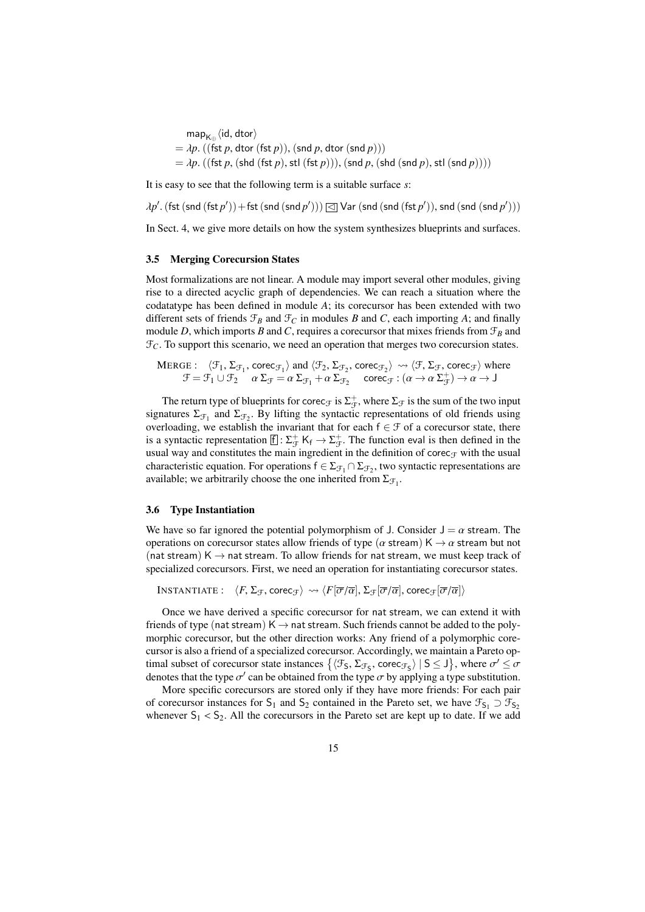$$
\begin{aligned}
&\mathsf{map}_{\mathsf{K}_\oplus}\langle \mathsf{id}, \mathsf{dtor}\rangle \\
&= \lambda p.\ ((\mathsf{fst}\ p, \mathsf{dtor}\ (\mathsf{fst}\ p)), (\mathsf{snd}\ p, \mathsf{dtor}\ (\mathsf{snd}\ p))) \\
&= \lambda p.\ ((\mathsf{fst}\ p, (\mathsf{shd}\ (\mathsf{fst}\ p), \mathsf{stl}\ (\mathsf{fst}\ p))), (\mathsf{snd}\ p, (\mathsf{shd}\ (\mathsf{snd}\ p), \mathsf{stl}\ (\mathsf{snd}\ p))))
\end{aligned}
$$

It is easy to see that the following term is a suitable surface $s$:

$$\lambda p'.\ (\mathsf{fst}\ (\mathsf{snd}\ (\mathsf{fst}\ p')) + \mathsf{fst}\ (\mathsf{snd}\ (\mathsf{snd}\ p')))\ \boxed{\lhd}\ \mathsf{Var}\ (\mathsf{snd}\ (\mathsf{snd}\ (\mathsf{fst}\ p')), \mathsf{snd}\ (\mathsf{snd}\ (\mathsf{snd}\ p')))$$

In Sect. 4, we give more details on how the system synthesizes blueprints and surfaces.

### 3.5 Merging Corecursion States

Most formalizations are not linear. A module may import several other modules, giving rise to a directed acyclic graph of dependencies. We can reach a situation where the codatatype has been defined in module $A$; its corecursor has been extended with two different sets of friends $\mathcal{F}_B$ and $\mathcal{F}_C$ in modules $B$ and $C$, each importing $A$; and finally module $D$, which imports $B$ and $C$, requires a corecursor that mixes friends from $\mathcal{F}_B$ and $\mathcal{F}_C$. To support this scenario, we need an operation that merges two corecursion states.

$$
\begin{aligned}
&\textsc{Merge}: \quad \langle \mathcal{F}_1, \Sigma_{\mathcal{F}_1}, \mathsf{corec}_{\mathcal{F}_1}\rangle \text{ and } \langle \mathcal{F}_2, \Sigma_{\mathcal{F}_2}, \mathsf{corec}_{\mathcal{F}_2}\rangle \rightsquigarrow \langle \mathcal{F}, \Sigma_{\mathcal{F}}, \mathsf{corec}_{\mathcal{F}}\rangle \text{ where} \\
&\qquad \mathcal{F} = \mathcal{F}_1 \cup \mathcal{F}_2 \qquad \alpha\ \Sigma_{\mathcal{F}} = \alpha\ \Sigma_{\mathcal{F}_1} + \alpha\ \Sigma_{\mathcal{F}_2} \qquad \mathsf{corec}_{\mathcal{F}} : (\alpha \to \alpha\ \Sigma_{\mathcal{F}}^{+}) \to \alpha \to \mathsf{J}
\end{aligned}
$$

The return type of blueprints for $\mathsf{corec}_{\mathcal{F}}$ is $\Sigma_{\mathcal{F}}^{+}$, where $\Sigma_{\mathcal{F}}$ is the sum of the two input signatures $\Sigma_{\mathcal{F}_1}$ and $\Sigma_{\mathcal{F}_2}$. By lifting the syntactic representations of old friends using overloading, we establish the invariant that for each $\mathsf{f} \in \mathcal{F}$ of a corecursor state, there is a syntactic representation $\boxed{\mathsf{f}} : \Sigma_{\mathcal{F}}^{+}\ \mathsf{K}_{\mathsf{f}} \to \Sigma_{\mathcal{F}}^{+}$. The function eval is then defined in the usual way and constitutes the main ingredient in the definition of $\mathsf{corec}_{\mathcal{F}}$ with the usual characteristic equation. For operations $\mathsf{f} \in \Sigma_{\mathcal{F}_1} \cap \Sigma_{\mathcal{F}_2}$, two syntactic representations are available; we arbitrarily choose the one inherited from $\Sigma_{\mathcal{F}_1}$.

### 3.6 Type Instantiation

We have so far ignored the potential polymorphism of J. Consider $\mathsf{J} = \alpha\ \mathsf{stream}$. The operations on corecursor states allow friends of type $(\alpha\ \mathsf{stream})\ \mathsf{K} \to \alpha\ \mathsf{stream}$ but not $(\mathsf{nat}\ \mathsf{stream})\ \mathsf{K} \to \mathsf{nat}\ \mathsf{stream}$. To allow friends for nat stream, we must keep track of specialized corecursors. First, we need an operation for instantiating corecursor states.

$$\textsc{Instantiate}: \quad \langle F, \Sigma_{\mathcal{F}}, \mathsf{corec}_{\mathcal{F}}\rangle \rightsquigarrow \langle F[\overline{\sigma}/\overline{\alpha}], \Sigma_{\mathcal{F}}[\overline{\sigma}/\overline{\alpha}], \mathsf{corec}_{\mathcal{F}}[\overline{\sigma}/\overline{\alpha}]\rangle$$

Once we have derived a specific corecursor for nat stream, we can extend it with friends of type $(\mathsf{nat}\ \mathsf{stream})\ \mathsf{K} \to \mathsf{nat}\ \mathsf{stream}$. Such friends cannot be added to the polymorphic corecursor, but the other direction works: Any friend of a polymorphic corecursor is also a friend of a specialized corecursor. Accordingly, we maintain a Pareto optimal subset of corecursor state instances $\{\langle \mathcal{F}_{\mathsf{S}}, \Sigma_{\mathcal{F}_{\mathsf{S}}}, \mathsf{corec}_{\mathcal{F}_{\mathsf{S}}}\rangle \mid \mathsf{S} \leq \mathsf{J}\}$, where $\sigma' \leq \sigma$ denotes that the type $\sigma'$ can be obtained from the type $\sigma$ by applying a type substitution.

More specific corecursors are stored only if they have more friends: For each pair of corecursor instances for $\mathsf{S}_1$ and $\mathsf{S}_2$ contained in the Pareto set, we have $\mathcal{F}_{\mathsf{S}_1} \supset \mathcal{F}_{\mathsf{S}_2}$ whenever $\mathsf{S}_1 < \mathsf{S}_2$. All the corecursors in the Pareto set are kept up to date. If we add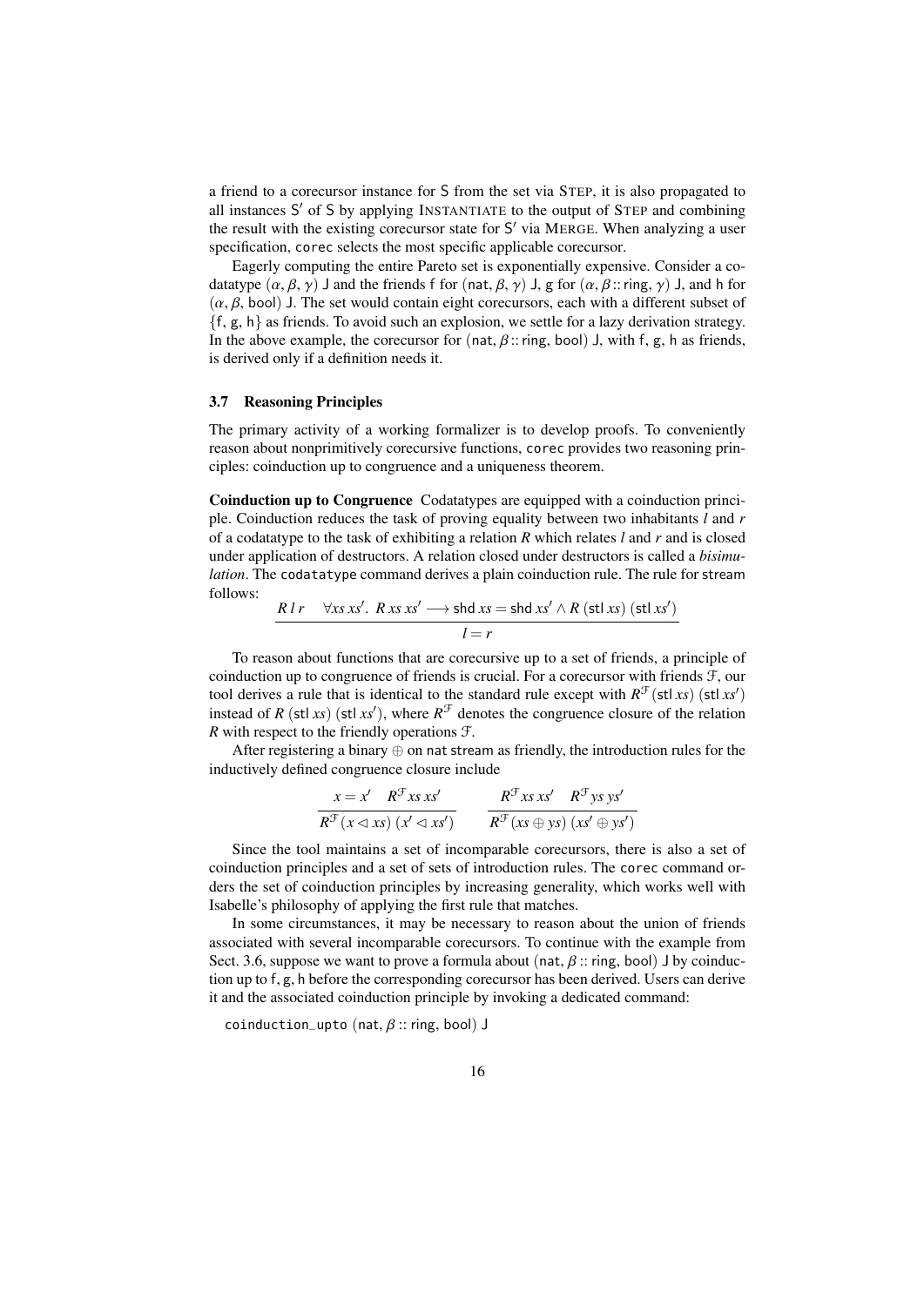a friend to a corecursor instance for S from the set via STEP, it is also propagated to all instances S′ of S by applying INSTANTIATE to the output of STEP and combining the result with the existing corecursor state for S′ via MERGE. When analyzing a user specification, `corec` selects the most specific applicable corecursor.

Eagerly computing the entire Pareto set is exponentially expensive. Consider a codatatype $(\alpha, \beta, \gamma)$ J and the friends f for $(\mathsf{nat}, \beta, \gamma)$ J, g for $(\alpha, \beta :: \mathsf{ring}, \gamma)$ J, and h for $(\alpha, \beta, \mathsf{bool})$ J. The set would contain eight corecursors, each with a different subset of {f, g, h} as friends. To avoid such an explosion, we settle for a lazy derivation strategy. In the above example, the corecursor for $(\mathsf{nat}, \beta :: \mathsf{ring}, \mathsf{bool})$ J, with f, g, h as friends, is derived only if a definition needs it.

### 3.7 Reasoning Principles

The primary activity of a working formalizer is to develop proofs. To conveniently reason about nonprimitively corecursive functions, `corec` provides two reasoning principles: coinduction up to congruence and a uniqueness theorem.

**Coinduction up to Congruence** Codatatypes are equipped with a coinduction principle. Coinduction reduces the task of proving equality between two inhabitants $l$ and $r$ of a codatatype to the task of exhibiting a relation $R$ which relates $l$ and $r$ and is closed under application of destructors. A relation closed under destructors is called a *bisimulation*. The `codatatype` command derives a plain coinduction rule. The rule for stream follows:

$$\frac{R\ l\ r \quad \forall xs\ xs'.\ R\ xs\ xs' \longrightarrow \mathsf{shd}\ xs = \mathsf{shd}\ xs' \wedge R\ (\mathsf{stl}\ xs)\ (\mathsf{stl}\ xs')}{l = r}$$

To reason about functions that are corecursive up to a set of friends, a principle of coinduction up to congruence of friends is crucial. For a corecursor with friends $\mathcal{F}$, our tool derives a rule that is identical to the standard rule except with $R^{\mathcal{F}}\,(\mathsf{stl}\ xs)\ (\mathsf{stl}\ xs')$ instead of $R\ (\mathsf{stl}\ xs)\ (\mathsf{stl}\ xs')$, where $R^{\mathcal{F}}$ denotes the congruence closure of the relation $R$ with respect to the friendly operations $\mathcal{F}$.

After registering a binary $\oplus$ on nat stream as friendly, the introduction rules for the inductively defined congruence closure include

$$\frac{x = x' \quad R^{\mathcal{F}}\ xs\ xs'}{R^{\mathcal{F}}\,(x \lhd xs)\ (x' \lhd xs')} \qquad \frac{R^{\mathcal{F}}\ xs\ xs' \quad R^{\mathcal{F}}\ ys\ ys'}{R^{\mathcal{F}}\,(xs \oplus ys)\ (xs' \oplus ys')}$$

Since the tool maintains a set of incomparable corecursors, there is also a set of coinduction principles and a set of sets of introduction rules. The `corec` command orders the set of coinduction principles by increasing generality, which works well with Isabelle's philosophy of applying the first rule that matches.

In some circumstances, it may be necessary to reason about the union of friends associated with several incomparable corecursors. To continue with the example from Sect. 3.6, suppose we want to prove a formula about $(\mathsf{nat}, \beta :: \mathsf{ring}, \mathsf{bool})$ J by coinduction up to f, g, h before the corresponding corecursor has been derived. Users can derive it and the associated coinduction principle by invoking a dedicated command:

```
coinduction_upto (nat, β :: ring, bool) J
```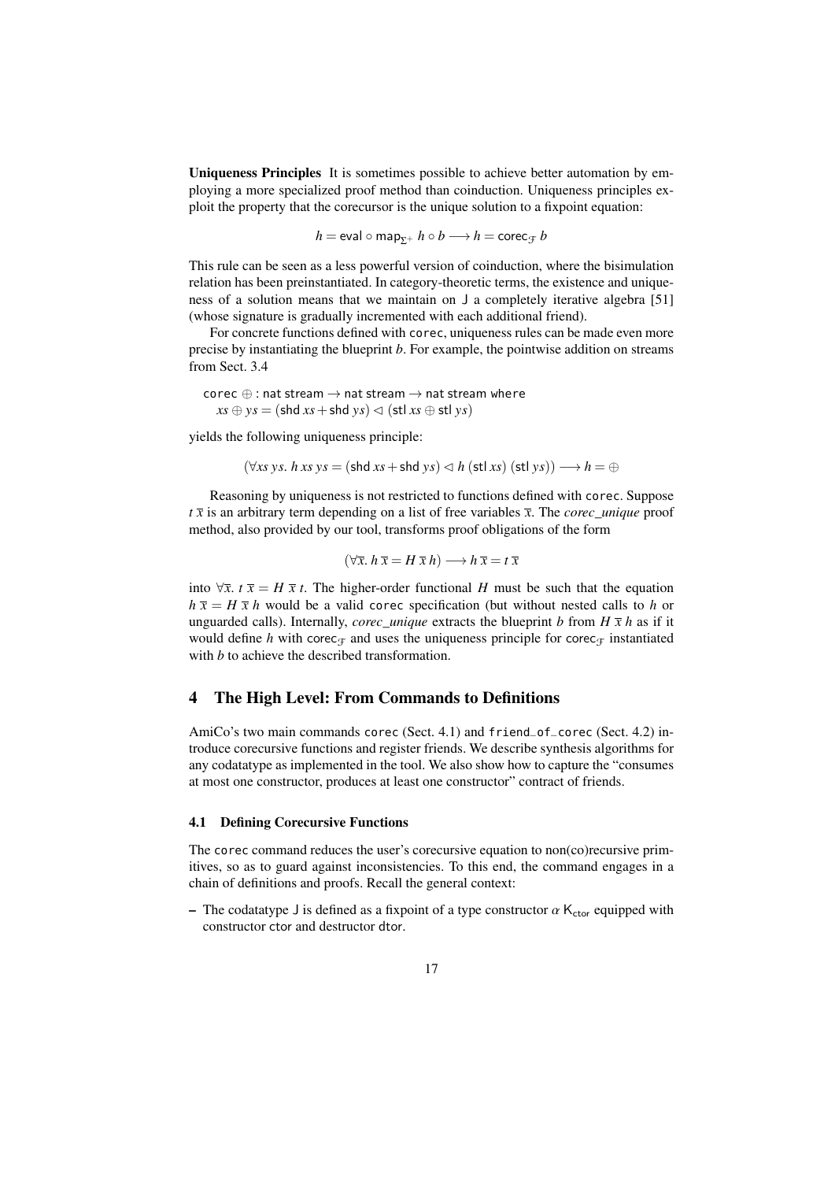**Uniqueness Principles** It is sometimes possible to achieve better automation by employing a more specialized proof method than coinduction. Uniqueness principles exploit the property that the corecursor is the unique solution to a fixpoint equation:

$$h = \mathsf{eval} \circ \mathsf{map}_{\Sigma^+}\ h \circ b \longrightarrow h = \mathsf{corec}_{\mathcal{F}}\ b$$

This rule can be seen as a less powerful version of coinduction, where the bisimulation relation has been preinstantiated. In category-theoretic terms, the existence and uniqueness of a solution means that we maintain on $\mathsf{J}$ a completely iterative algebra [51] (whose signature is gradually incremented with each additional friend).

For concrete functions defined with `corec`, uniqueness rules can be made even more precise by instantiating the blueprint $b$. For example, the pointwise addition on streams from Sect. 3.4

```
corec ⊕ : nat stream → nat stream → nat stream where
  xs ⊕ ys = (shd xs + shd ys) ◁ (stl xs ⊕ stl ys)
```

yields the following uniqueness principle:

$$(\forall xs\ ys.\ h\ xs\ ys = (\mathsf{shd}\ xs + \mathsf{shd}\ ys) \lhd h\ (\mathsf{stl}\ xs)\ (\mathsf{stl}\ ys)) \longrightarrow h = \oplus$$

Reasoning by uniqueness is not restricted to functions defined with `corec`. Suppose $t\ \overline{x}$ is an arbitrary term depending on a list of free variables $\overline{x}$. The *corec_unique* proof method, also provided by our tool, transforms proof obligations of the form

$$(\forall \overline{x}.\ h\ \overline{x} = H\ \overline{x}\ h) \longrightarrow h\ \overline{x} = t\ \overline{x}$$

into $\forall \overline{x}.\ t\ \overline{x} = H\ \overline{x}\ t$. The higher-order functional $H$ must be such that the equation $h\ \overline{x} = H\ \overline{x}\ h$ would be a valid `corec` specification (but without nested calls to $h$ or unguarded calls). Internally, *corec_unique* extracts the blueprint $b$ from $H\ \overline{x}\ h$ as if it would define $h$ with $\mathsf{corec}_{\mathcal{F}}$ and uses the uniqueness principle for $\mathsf{corec}_{\mathcal{F}}$ instantiated with $b$ to achieve the described transformation.

## 4 The High Level: From Commands to Definitions

AmiCo's two main commands `corec` (Sect. 4.1) and `friend_of_corec` (Sect. 4.2) introduce corecursive functions and register friends. We describe synthesis algorithms for any codatatype as implemented in the tool. We also show how to capture the "consumes at most one constructor, produces at least one constructor" contract of friends.

### 4.1 Defining Corecursive Functions

The `corec` command reduces the user's corecursive equation to non(co)recursive primitives, so as to guard against inconsistencies. To this end, the command engages in a chain of definitions and proofs. Recall the general context:

– The codatatype $\mathsf{J}$ is defined as a fixpoint of a type constructor $\alpha\ \mathsf{K}_{\mathsf{ctor}}$ equipped with constructor $\mathsf{ctor}$ and destructor $\mathsf{dtor}$.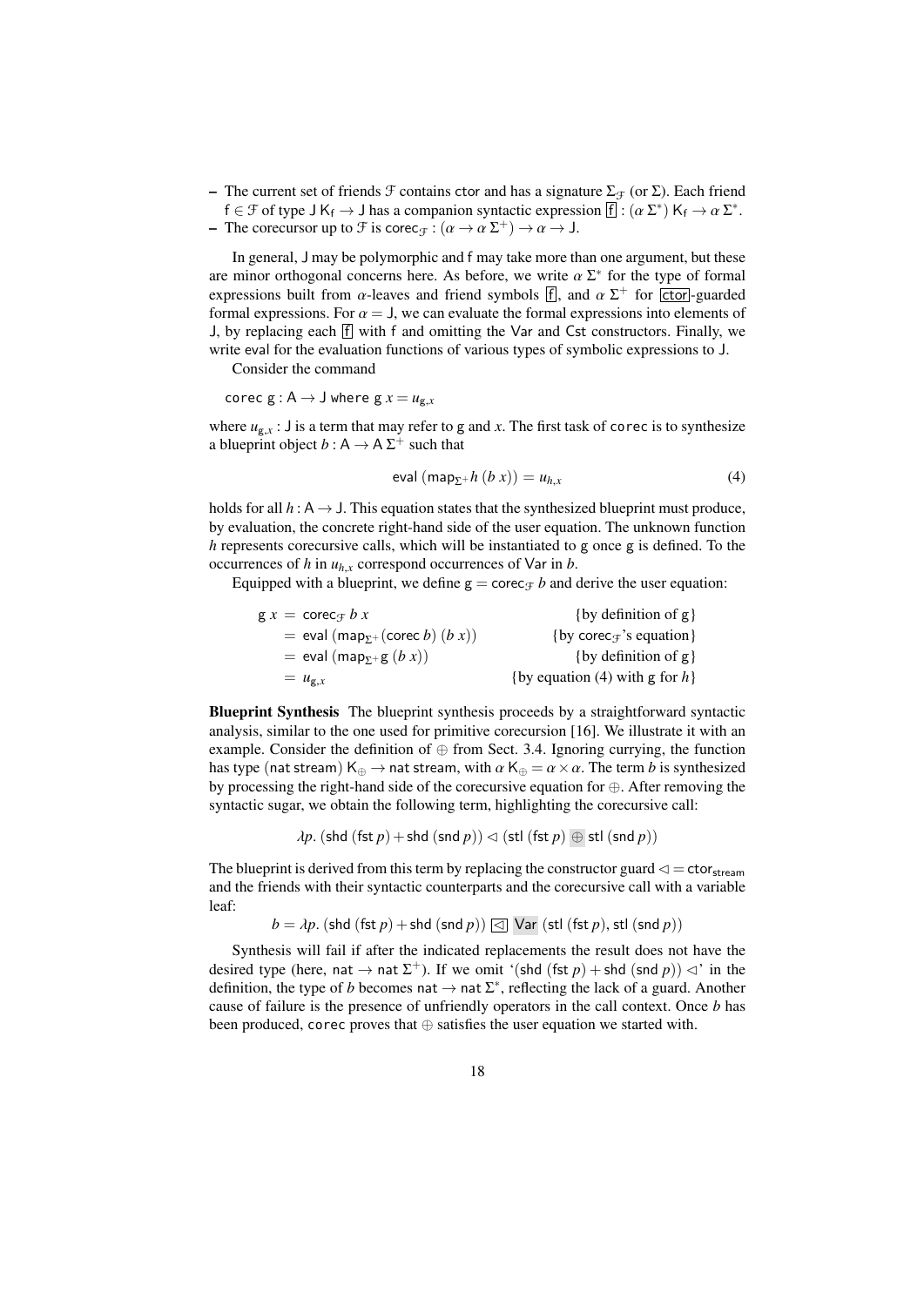– The current set of friends $\mathcal{F}$ contains $\mathsf{ctor}$ and has a signature $\Sigma_{\mathcal{F}}$ (or $\Sigma$). Each friend $\mathsf{f} \in \mathcal{F}$ of type $\mathsf{J}\ \mathsf{K}_\mathsf{f} \to \mathsf{J}$ has a companion syntactic expression $\boxed{\mathsf{f}} : (\alpha\ \Sigma^*)\ \mathsf{K}_\mathsf{f} \to \alpha\ \Sigma^*$.

– The corecursor up to $\mathcal{F}$ is $\mathsf{corec}_{\mathcal{F}} : (\alpha \to \alpha\ \Sigma^+) \to \alpha \to \mathsf{J}$.

In general, $\mathsf{J}$ may be polymorphic and $\mathsf{f}$ may take more than one argument, but these are minor orthogonal concerns here. As before, we write $\alpha\ \Sigma^*$ for the type of formal expressions built from $\alpha$-leaves and friend symbols $\boxed{\mathsf{f}}$, and $\alpha\ \Sigma^+$ for $\boxed{\mathsf{ctor}}$-guarded formal expressions. For $\alpha = \mathsf{J}$, we can evaluate the formal expressions into elements of $\mathsf{J}$, by replacing each $\boxed{\mathsf{f}}$ with $\mathsf{f}$ and omitting the $\mathsf{Var}$ and $\mathsf{Cst}$ constructors. Finally, we write $\mathsf{eval}$ for the evaluation functions of various types of symbolic expressions to $\mathsf{J}$.

Consider the command

$\texttt{corec}\ \mathsf{g} : \mathsf{A} \to \mathsf{J}\ \texttt{where}\ \mathsf{g}\ x = u_{\mathsf{g},x}$

where $u_{\mathsf{g},x} : \mathsf{J}$ is a term that may refer to $\mathsf{g}$ and $x$. The first task of `corec` is to synthesize a blueprint object $b : \mathsf{A} \to \mathsf{A}\ \Sigma^+$ such that

$$\mathsf{eval}\ (\mathsf{map}_{\Sigma^+} h\ (b\ x)) = u_{h,x} \tag{4}$$

holds for all $h : \mathsf{A} \to \mathsf{J}$. This equation states that the synthesized blueprint must produce, by evaluation, the concrete right-hand side of the user equation. The unknown function $h$ represents corecursive calls, which will be instantiated to $\mathsf{g}$ once $\mathsf{g}$ is defined. To the occurrences of $h$ in $u_{h,x}$ correspond occurrences of $\mathsf{Var}$ in $b$.

Equipped with a blueprint, we define $\mathsf{g} = \mathsf{corec}_{\mathcal{F}}\ b$ and derive the user equation:

$$\begin{aligned}
\mathsf{g}\ x &= \mathsf{corec}_{\mathcal{F}}\ b\ x && \{\text{by definition of } \mathsf{g}\}\\
&= \mathsf{eval}\ (\mathsf{map}_{\Sigma^+} (\mathsf{corec}\ b)\ (b\ x)) && \{\text{by } \mathsf{corec}_{\mathcal{F}}\text{'s equation}\}\\
&= \mathsf{eval}\ (\mathsf{map}_{\Sigma^+} \mathsf{g}\ (b\ x)) && \{\text{by definition of } \mathsf{g}\}\\
&= u_{\mathsf{g},x} && \{\text{by equation (4) with } \mathsf{g} \text{ for } h\}
\end{aligned}$$

**Blueprint Synthesis** The blueprint synthesis proceeds by a straightforward syntactic analysis, similar to the one used for primitive corecursion [16]. We illustrate it with an example. Consider the definition of $\oplus$ from Sect. 3.4. Ignoring currying, the function has type $(\mathsf{nat\ stream})\ \mathsf{K}_\oplus \to \mathsf{nat\ stream}$, with $\alpha\ \mathsf{K}_\oplus = \alpha \times \alpha$. The term $b$ is synthesized by processing the right-hand side of the corecursive equation for $\oplus$. After removing the syntactic sugar, we obtain the following term, highlighting the corecursive call:

$$\lambda p.\ (\mathsf{shd}\ (\mathsf{fst}\ p) + \mathsf{shd}\ (\mathsf{snd}\ p)) \lhd (\mathsf{stl}\ (\mathsf{fst}\ p) \oplus \mathsf{stl}\ (\mathsf{snd}\ p))$$

The blueprint is derived from this term by replacing the constructor guard $\lhd = \mathsf{ctor}_{\mathsf{stream}}$ and the friends with their syntactic counterparts and the corecursive call with a variable leaf:

$$b = \lambda p.\ (\mathsf{shd}\ (\mathsf{fst}\ p) + \mathsf{shd}\ (\mathsf{snd}\ p))\ \boxed{\lhd}\ \mathsf{Var}\ (\mathsf{stl}\ (\mathsf{fst}\ p), \mathsf{stl}\ (\mathsf{snd}\ p))$$

Synthesis will fail if after the indicated replacements the result does not have the desired type (here, $\mathsf{nat} \to \mathsf{nat}\ \Sigma^+$). If we omit '$(\mathsf{shd}\ (\mathsf{fst}\ p) + \mathsf{shd}\ (\mathsf{snd}\ p)) \lhd$' in the definition, the type of $b$ becomes $\mathsf{nat} \to \mathsf{nat}\ \Sigma^*$, reflecting the lack of a guard. Another cause of failure is the presence of unfriendly operators in the call context. Once $b$ has been produced, `corec` proves that $\oplus$ satisfies the user equation we started with.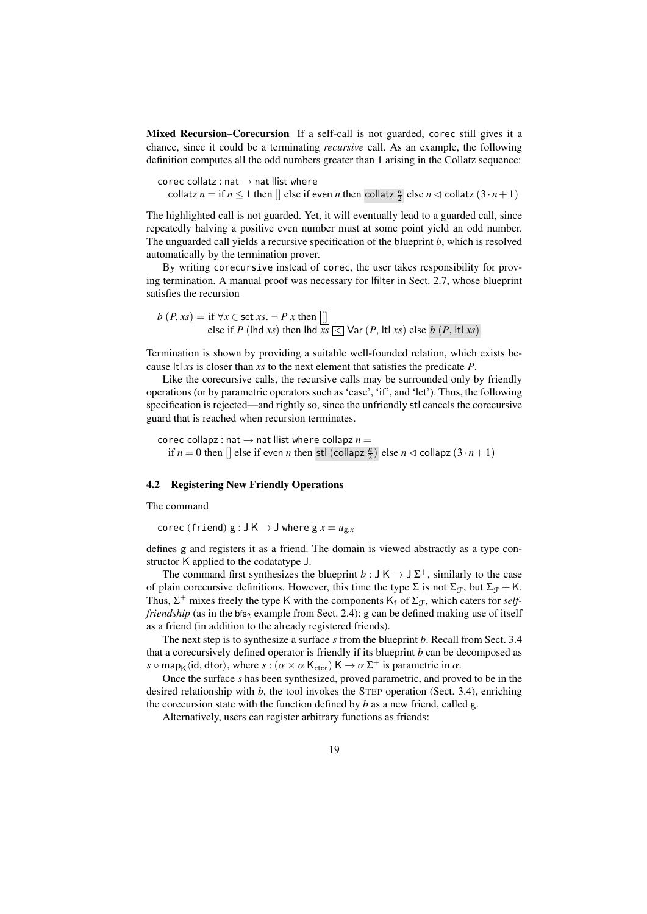**Mixed Recursion–Corecursion** If a self-call is not guarded, `corec` still gives it a chance, since it could be a terminating *recursive* call. As an example, the following definition computes all the odd numbers greater than 1 arising in the Collatz sequence:

$$\texttt{corec}\ \mathsf{collatz} : \mathsf{nat} \to \mathsf{nat}\ \mathsf{llist}\ \texttt{where}$$
$$\mathsf{collatz}\ n = \text{if } n \le 1 \text{ then } [] \text{ else if even } n \text{ then } \mathsf{collatz}\ \tfrac{n}{2} \text{ else } n \lhd \mathsf{collatz}\ (3 \cdot n + 1)$$

The highlighted call is not guarded. Yet, it will eventually lead to a guarded call, since repeatedly halving a positive even number must at some point yield an odd number. The unguarded call yields a recursive specification of the blueprint $b$, which is resolved automatically by the termination prover.

By writing `corecursive` instead of `corec`, the user takes responsibility for proving termination. A manual proof was necessary for lfilter in Sect. 2.7, whose blueprint satisfies the recursion

$$b\ (P, xs) = \text{if } \forall x \in \mathsf{set}\ xs.\ \neg\, P\ x \text{ then } \boxed{[]}$$
$$\text{else if } P\ (\mathsf{lhd}\ xs) \text{ then } \mathsf{lhd}\ xs \boxed{\lhd} \mathsf{Var}\ (P, \mathsf{ltl}\ xs) \text{ else } b\ (P, \mathsf{ltl}\ xs)$$

Termination is shown by providing a suitable well-founded relation, which exists because ltl $xs$ is closer than $xs$ to the next element that satisfies the predicate $P$.

Like the corecursive calls, the recursive calls may be surrounded only by friendly operations (or by parametric operators such as ‘case’, ‘if’, and ‘let’). Thus, the following specification is rejected—and rightly so, since the unfriendly stl cancels the corecursive guard that is reached when recursion terminates.

$$\texttt{corec}\ \mathsf{collapz} : \mathsf{nat} \to \mathsf{nat}\ \mathsf{llist}\ \texttt{where}\ \mathsf{collapz}\ n =$$
$$\text{if } n = 0 \text{ then } [] \text{ else if even } n \text{ then } \mathsf{stl}\ (\mathsf{collapz}\ \tfrac{n}{2}) \text{ else } n \lhd \mathsf{collapz}\ (3 \cdot n + 1)$$

### 4.2 Registering New Friendly Operations

The command

$$\texttt{corec (friend)}\ \mathsf{g} : \mathsf{J}\ \mathsf{K} \to \mathsf{J}\ \texttt{where}\ \mathsf{g}\ x = u_{\mathsf{g},x}$$

defines g and registers it as a friend. The domain is viewed abstractly as a type constructor K applied to the codatatype J.

The command first synthesizes the blueprint $b : \mathsf{J}\ \mathsf{K} \to \mathsf{J}\ \Sigma^{+}$, similarly to the case of plain corecursive definitions. However, this time the type $\Sigma$ is not $\Sigma_{\mathcal{F}}$, but $\Sigma_{\mathcal{F}} + \mathsf{K}$. Thus, $\Sigma^{+}$ mixes freely the type K with the components $\mathsf{K}_{\mathsf{f}}$ of $\Sigma_{\mathcal{F}}$, which caters for *self-friendship* (as in the $\mathsf{bfs}_2$ example from Sect. 2.4): g can be defined making use of itself as a friend (in addition to the already registered friends).

The next step is to synthesize a surface $s$ from the blueprint $b$. Recall from Sect. 3.4 that a corecursively defined operator is friendly if its blueprint $b$ can be decomposed as $s \circ \mathsf{map}_{\mathsf{K}}\langle \mathsf{id}, \mathsf{dtor}\rangle$, where $s : (\alpha \times \alpha\ \mathsf{K}_{\mathsf{ctor}})\ \mathsf{K} \to \alpha\ \Sigma^{+}$ is parametric in $\alpha$.

Once the surface $s$ has been synthesized, proved parametric, and proved to be in the desired relationship with $b$, the tool invokes the STEP operation (Sect. 3.4), enriching the corecursion state with the function defined by $b$ as a new friend, called g.

Alternatively, users can register arbitrary functions as friends: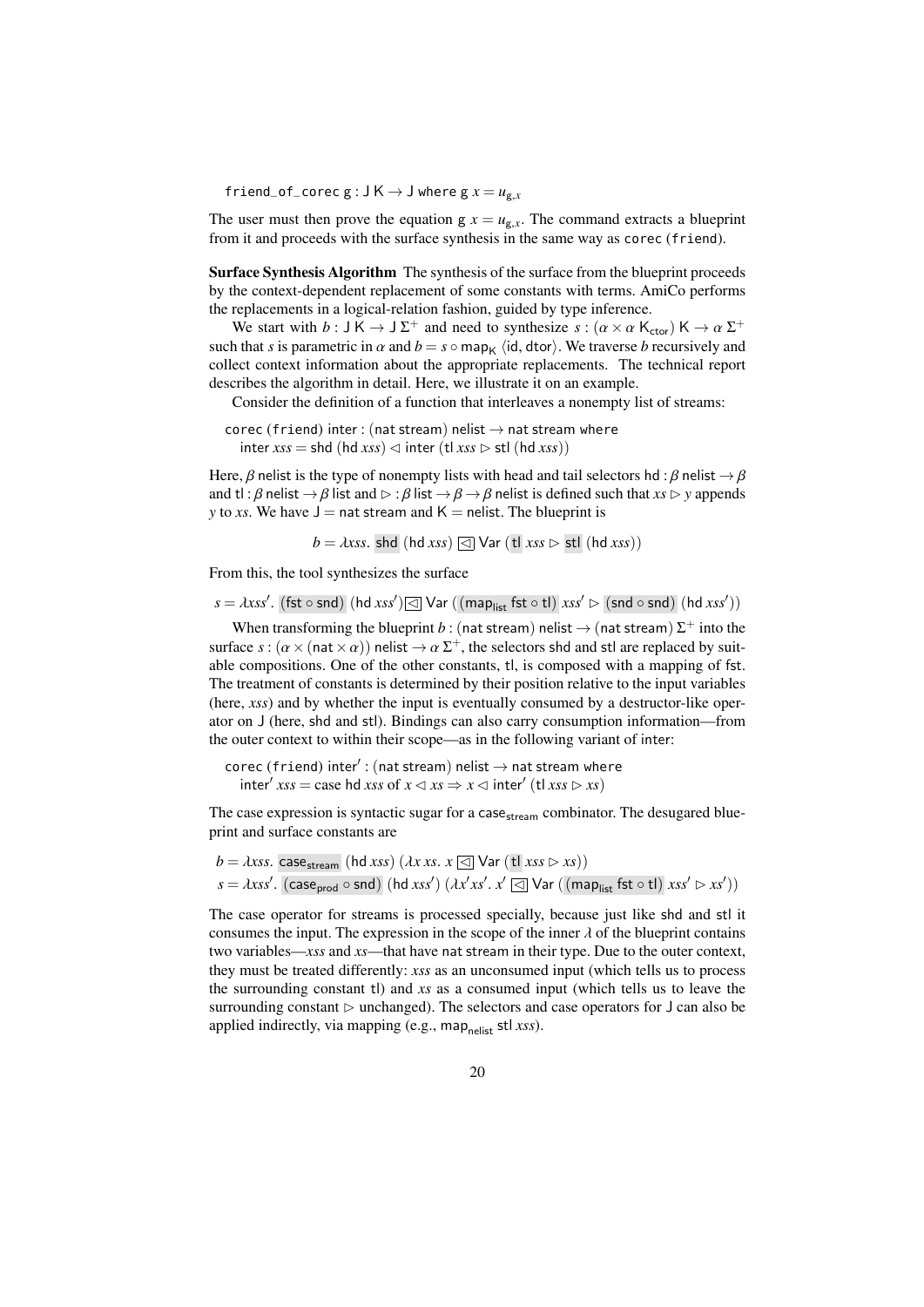```
friend_of_corec g : J K → J where g x = u_{g,x}
```

The user must then prove the equation $\mathsf{g}\ x = u_{\mathsf{g},x}$. The command extracts a blueprint from it and proceeds with the surface synthesis in the same way as corec (friend).

**Surface Synthesis Algorithm** The synthesis of the surface from the blueprint proceeds by the context-dependent replacement of some constants with terms. AmiCo performs the replacements in a logical-relation fashion, guided by type inference.

We start with $b : \mathsf{J}\ \mathsf{K} \to \mathsf{J}\ \Sigma^+$ and need to synthesize $s : (\alpha \times \alpha\ \mathsf{K}_{\mathsf{ctor}})\ \mathsf{K} \to \alpha\ \Sigma^+$ such that $s$ is parametric in $\alpha$ and $b = s \circ \mathsf{map}_{\mathsf{K}}\ \langle \mathsf{id}, \mathsf{dtor} \rangle$. We traverse $b$ recursively and collect context information about the appropriate replacements. The technical report describes the algorithm in detail. Here, we illustrate it on an example.

Consider the definition of a function that interleaves a nonempty list of streams:

```
corec (friend) inter : (nat stream) nelist → nat stream where
  inter xss = shd (hd xss) ◁ inter (tl xss ▷ stl (hd xss))
```

Here, $\beta$ nelist is the type of nonempty lists with head and tail selectors $\mathsf{hd} : \beta\ \mathsf{nelist} \to \beta$ and $\mathsf{tl} : \beta\ \mathsf{nelist} \to \beta\ \mathsf{list}$ and $\triangleright : \beta\ \mathsf{list} \to \beta \to \beta\ \mathsf{nelist}$ is defined such that $xs \triangleright y$ appends $y$ to $xs$. We have $\mathsf{J} = \mathsf{nat\ stream}$ and $\mathsf{K} = \mathsf{nelist}$. The blueprint is

$$b = \lambda xss.\ \mathsf{shd}\ (\mathsf{hd}\ xss)\ \boxed{\triangleleft}\ \mathsf{Var}\ (\mathsf{tl}\ xss \triangleright \mathsf{stl}\ (\mathsf{hd}\ xss))$$

From this, the tool synthesizes the surface

$$s = \lambda xss'.\ (\mathsf{fst} \circ \mathsf{snd})\ (\mathsf{hd}\ xss')\ \boxed{\triangleleft}\ \mathsf{Var}\ ((\mathsf{map}_{\mathsf{list}}\ \mathsf{fst} \circ \mathsf{tl})\ xss' \triangleright (\mathsf{snd} \circ \mathsf{snd})\ (\mathsf{hd}\ xss'))$$

When transforming the blueprint $b : (\mathsf{nat\ stream})\ \mathsf{nelist} \to (\mathsf{nat\ stream})\ \Sigma^+$ into the surface $s : (\alpha \times (\mathsf{nat} \times \alpha))\ \mathsf{nelist} \to \alpha\ \Sigma^+$, the selectors shd and stl are replaced by suitable compositions. One of the other constants, tl, is composed with a mapping of fst. The treatment of constants is determined by their position relative to the input variables (here, $xss$) and by whether the input is eventually consumed by a destructor-like operator on J (here, shd and stl). Bindings can also carry consumption information—from the outer context to within their scope—as in the following variant of inter:

```
corec (friend) inter' : (nat stream) nelist → nat stream where
  inter' xss = case hd xss of x ◁ xs ⇒ x ◁ inter' (tl xss ▷ xs)
```

The case expression is syntactic sugar for a $\mathsf{case}_{\mathsf{stream}}$ combinator. The desugared blueprint and surface constants are

$$b = \lambda xss.\ \mathsf{case}_{\mathsf{stream}}\ (\mathsf{hd}\ xss)\ (\lambda x\ xs.\ x\ \boxed{\triangleleft}\ \mathsf{Var}\ (\mathsf{tl}\ xss \triangleright xs))$$
$$s = \lambda xss'.\ (\mathsf{case}_{\mathsf{prod}} \circ \mathsf{snd})\ (\mathsf{hd}\ xss')\ (\lambda x' xs'.\ x'\ \boxed{\triangleleft}\ \mathsf{Var}\ ((\mathsf{map}_{\mathsf{list}}\ \mathsf{fst} \circ \mathsf{tl})\ xss' \triangleright xs'))$$

The case operator for streams is processed specially, because just like shd and stl it consumes the input. The expression in the scope of the inner $\lambda$ of the blueprint contains two variables—$xss$ and $xs$—that have nat stream in their type. Due to the outer context, they must be treated differently: $xss$ as an unconsumed input (which tells us to process the surrounding constant tl) and $xs$ as a consumed input (which tells us to leave the surrounding constant $\triangleright$ unchanged). The selectors and case operators for J can also be applied indirectly, via mapping (e.g., $\mathsf{map}_{\mathsf{nelist}}\ \mathsf{stl}\ xss$).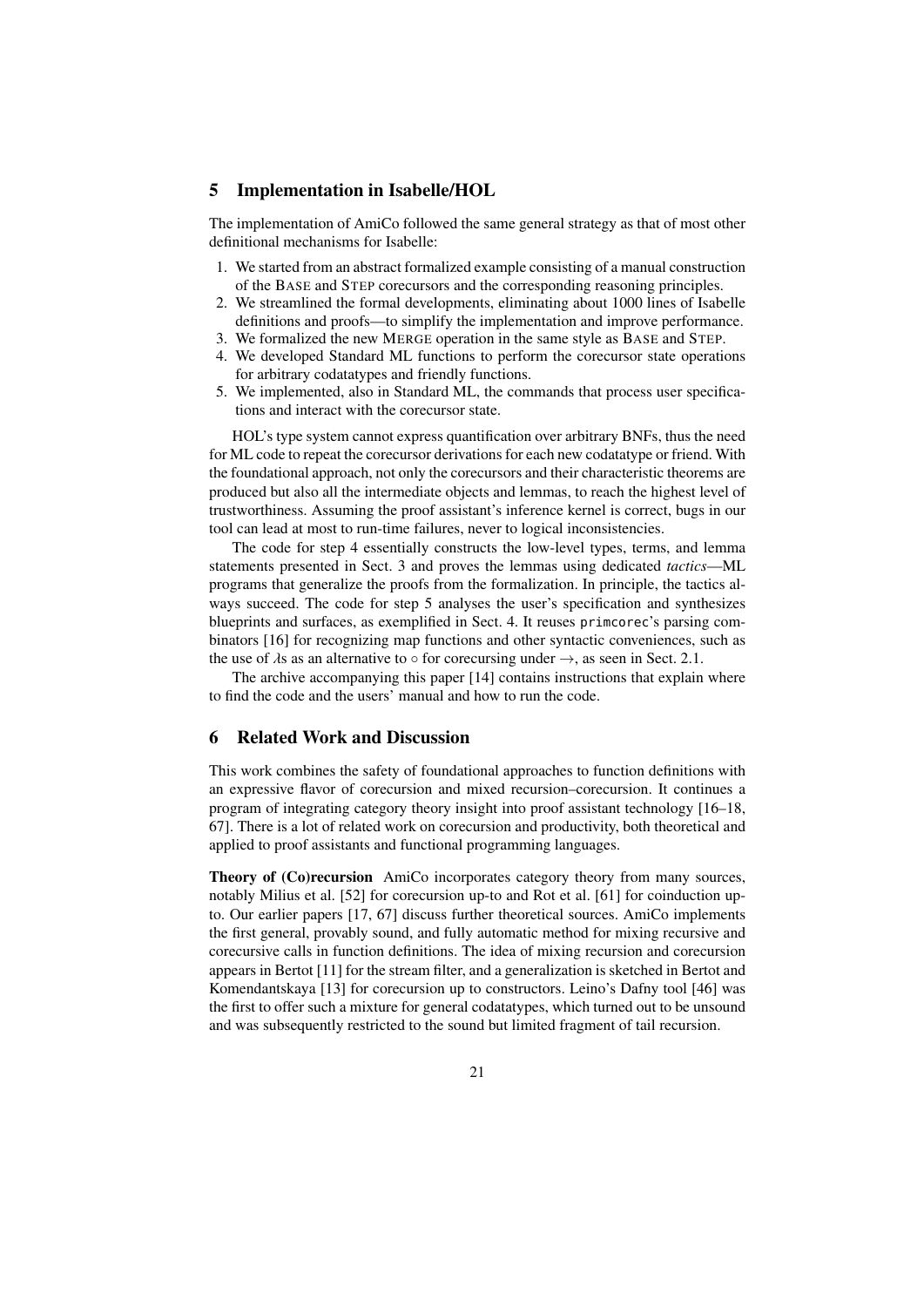## 5 Implementation in Isabelle/HOL

The implementation of AmiCo followed the same general strategy as that of most other definitional mechanisms for Isabelle:

1. We started from an abstract formalized example consisting of a manual construction of the BASE and STEP corecursors and the corresponding reasoning principles.
2. We streamlined the formal developments, eliminating about 1000 lines of Isabelle definitions and proofs—to simplify the implementation and improve performance.
3. We formalized the new MERGE operation in the same style as BASE and STEP.
4. We developed Standard ML functions to perform the corecursor state operations for arbitrary codatatypes and friendly functions.
5. We implemented, also in Standard ML, the commands that process user specifications and interact with the corecursor state.

HOL's type system cannot express quantification over arbitrary BNFs, thus the need for ML code to repeat the corecursor derivations for each new codatatype or friend. With the foundational approach, not only the corecursors and their characteristic theorems are produced but also all the intermediate objects and lemmas, to reach the highest level of trustworthiness. Assuming the proof assistant's inference kernel is correct, bugs in our tool can lead at most to run-time failures, never to logical inconsistencies.

The code for step 4 essentially constructs the low-level types, terms, and lemma statements presented in Sect. 3 and proves the lemmas using dedicated *tactics*—ML programs that generalize the proofs from the formalization. In principle, the tactics always succeed. The code for step 5 analyses the user's specification and synthesizes blueprints and surfaces, as exemplified in Sect. 4. It reuses `primcorec`'s parsing combinators [16] for recognizing map functions and other syntactic conveniences, such as the use of $\lambda$s as an alternative to $\circ$ for corecursing under $\rightarrow$, as seen in Sect. 2.1.

The archive accompanying this paper [14] contains instructions that explain where to find the code and the users' manual and how to run the code.

## 6 Related Work and Discussion

This work combines the safety of foundational approaches to function definitions with an expressive flavor of corecursion and mixed recursion–corecursion. It continues a program of integrating category theory insight into proof assistant technology [16–18, 67]. There is a lot of related work on corecursion and productivity, both theoretical and applied to proof assistants and functional programming languages.

**Theory of (Co)recursion** AmiCo incorporates category theory from many sources, notably Milius et al. [52] for corecursion up-to and Rot et al. [61] for coinduction up-to. Our earlier papers [17, 67] discuss further theoretical sources. AmiCo implements the first general, provably sound, and fully automatic method for mixing recursive and corecursive calls in function definitions. The idea of mixing recursion and corecursion appears in Bertot [11] for the stream filter, and a generalization is sketched in Bertot and Komendantskaya [13] for corecursion up to constructors. Leino's Dafny tool [46] was the first to offer such a mixture for general codatatypes, which turned out to be unsound and was subsequently restricted to the sound but limited fragment of tail recursion.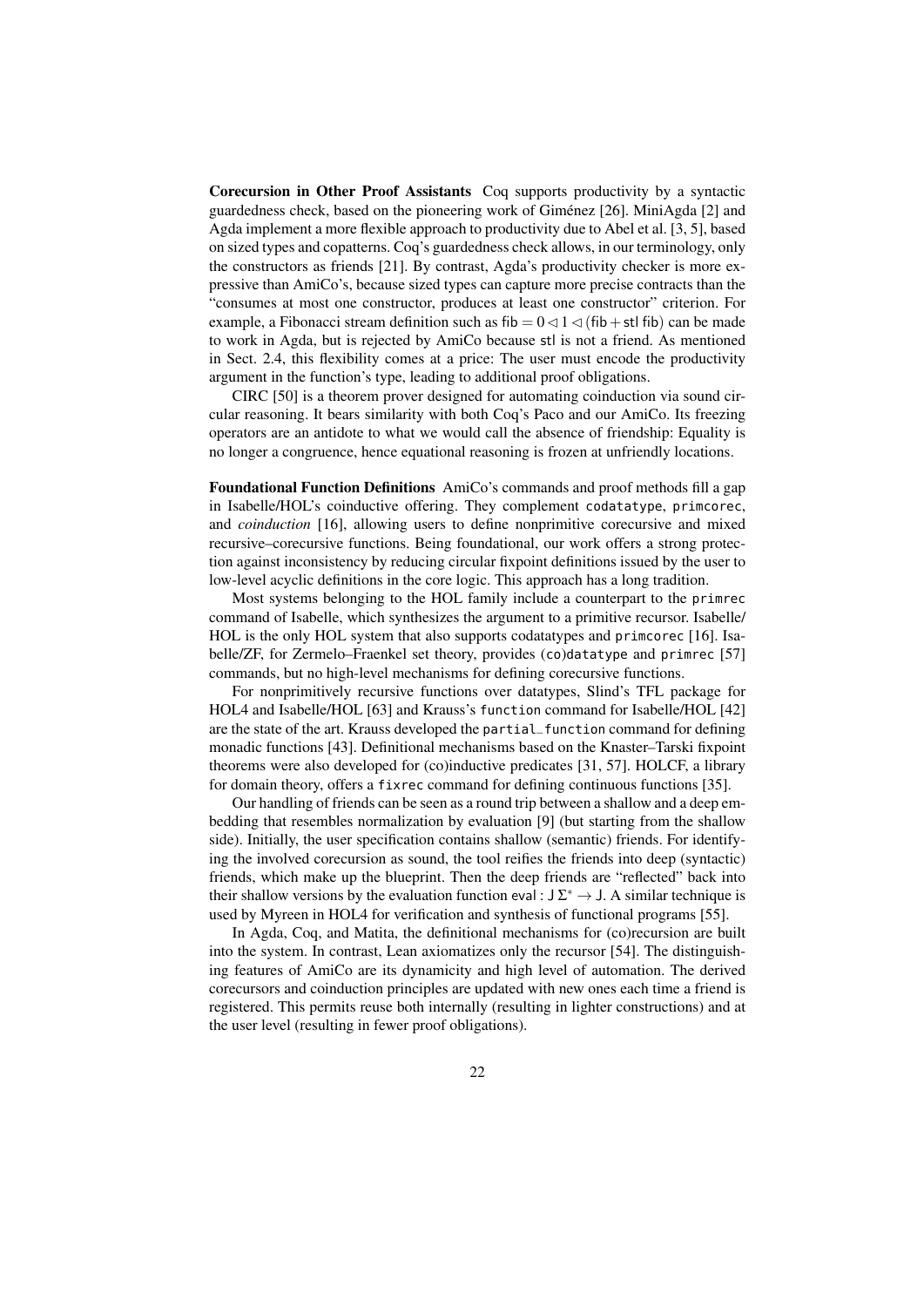**Corecursion in Other Proof Assistants** Coq supports productivity by a syntactic guardedness check, based on the pioneering work of Giménez [26]. MiniAgda [2] and Agda implement a more flexible approach to productivity due to Abel et al. [3, 5], based on sized types and copatterns. Coq's guardedness check allows, in our terminology, only the constructors as friends [21]. By contrast, Agda's productivity checker is more expressive than AmiCo's, because sized types can capture more precise contracts than the "consumes at most one constructor, produces at least one constructor" criterion. For example, a Fibonacci stream definition such as $\mathsf{fib} = 0 \lhd 1 \lhd (\mathsf{fib} + \mathsf{stl}\ \mathsf{fib})$ can be made to work in Agda, but is rejected by AmiCo because $\mathsf{stl}$ is not a friend. As mentioned in Sect. 2.4, this flexibility comes at a price: The user must encode the productivity argument in the function's type, leading to additional proof obligations.

CIRC [50] is a theorem prover designed for automating coinduction via sound circular reasoning. It bears similarity with both Coq's Paco and our AmiCo. Its freezing operators are an antidote to what we would call the absence of friendship: Equality is no longer a congruence, hence equational reasoning is frozen at unfriendly locations.

**Foundational Function Definitions** AmiCo's commands and proof methods fill a gap in Isabelle/HOL's coinductive offering. They complement `codatatype`, `primcorec`, and *coinduction* [16], allowing users to define nonprimitive corecursive and mixed recursive–corecursive functions. Being foundational, our work offers a strong protection against inconsistency by reducing circular fixpoint definitions issued by the user to low-level acyclic definitions in the core logic. This approach has a long tradition.

Most systems belonging to the HOL family include a counterpart to the `primrec` command of Isabelle, which synthesizes the argument to a primitive recursor. Isabelle/HOL is the only HOL system that also supports codatatypes and `primcorec` [16]. Isabelle/ZF, for Zermelo–Fraenkel set theory, provides `(co)datatype` and `primrec` [57] commands, but no high-level mechanisms for defining corecursive functions.

For nonprimitively recursive functions over datatypes, Slind's TFL package for HOL4 and Isabelle/HOL [63] and Krauss's `function` command for Isabelle/HOL [42] are the state of the art. Krauss developed the `partial_function` command for defining monadic functions [43]. Definitional mechanisms based on the Knaster–Tarski fixpoint theorems were also developed for (co)inductive predicates [31, 57]. HOLCF, a library for domain theory, offers a `fixrec` command for defining continuous functions [35].

Our handling of friends can be seen as a round trip between a shallow and a deep embedding that resembles normalization by evaluation [9] (but starting from the shallow side). Initially, the user specification contains shallow (semantic) friends. For identifying the involved corecursion as sound, the tool reifies the friends into deep (syntactic) friends, which make up the blueprint. Then the deep friends are "reflected" back into their shallow versions by the evaluation function $\mathsf{eval} : \mathsf{J}\,\Sigma^* \to \mathsf{J}$. A similar technique is used by Myreen in HOL4 for verification and synthesis of functional programs [55].

In Agda, Coq, and Matita, the definitional mechanisms for (co)recursion are built into the system. In contrast, Lean axiomatizes only the recursor [54]. The distinguishing features of AmiCo are its dynamicity and high level of automation. The derived corecursors and coinduction principles are updated with new ones each time a friend is registered. This permits reuse both internally (resulting in lighter constructions) and at the user level (resulting in fewer proof obligations).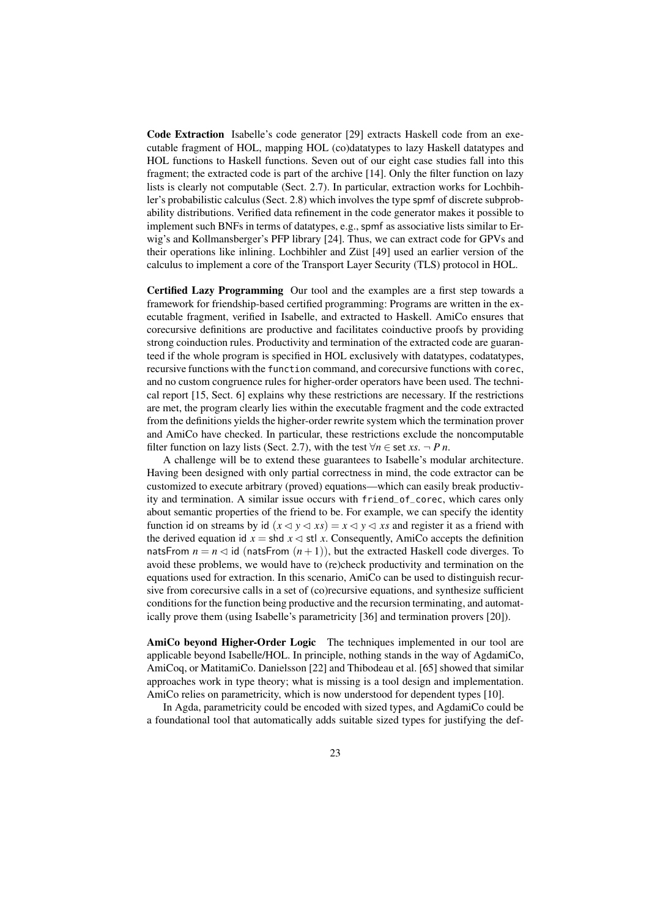**Code Extraction** Isabelle's code generator [29] extracts Haskell code from an executable fragment of HOL, mapping HOL (co)datatypes to lazy Haskell datatypes and HOL functions to Haskell functions. Seven out of our eight case studies fall into this fragment; the extracted code is part of the archive [14]. Only the filter function on lazy lists is clearly not computable (Sect. 2.7). In particular, extraction works for Lochbihler's probabilistic calculus (Sect. 2.8) which involves the type spmf of discrete subprobability distributions. Verified data refinement in the code generator makes it possible to implement such BNFs in terms of datatypes, e.g., spmf as associative lists similar to Erwig's and Kollmansberger's PFP library [24]. Thus, we can extract code for GPVs and their operations like inlining. Lochbihler and Züst [49] used an earlier version of the calculus to implement a core of the Transport Layer Security (TLS) protocol in HOL.

**Certified Lazy Programming** Our tool and the examples are a first step towards a framework for friendship-based certified programming: Programs are written in the executable fragment, verified in Isabelle, and extracted to Haskell. AmiCo ensures that corecursive definitions are productive and facilitates coinductive proofs by providing strong coinduction rules. Productivity and termination of the extracted code are guaranteed if the whole program is specified in HOL exclusively with datatypes, codatatypes, recursive functions with the `function` command, and corecursive functions with `corec`, and no custom congruence rules for higher-order operators have been used. The technical report [15, Sect. 6] explains why these restrictions are necessary. If the restrictions are met, the program clearly lies within the executable fragment and the code extracted from the definitions yields the higher-order rewrite system which the termination prover and AmiCo have checked. In particular, these restrictions exclude the noncomputable filter function on lazy lists (Sect. 2.7), with the test $\forall n \in \mathsf{set}\ xs.\ \neg\, P\ n$.

A challenge will be to extend these guarantees to Isabelle's modular architecture. Having been designed with only partial correctness in mind, the code extractor can be customized to execute arbitrary (proved) equations—which can easily break productivity and termination. A similar issue occurs with `friend_of_corec`, which cares only about semantic properties of the friend to be. For example, we can specify the identity function id on streams by $\mathsf{id}\ (x \lhd y \lhd xs) = x \lhd y \lhd xs$ and register it as a friend with the derived equation $\mathsf{id}\ x = \mathsf{shd}\ x \lhd \mathsf{stl}\ x$. Consequently, AmiCo accepts the definition $\mathsf{natsFrom}\ n = n \lhd \mathsf{id}\ (\mathsf{natsFrom}\ (n+1))$, but the extracted Haskell code diverges. To avoid these problems, we would have to (re)check productivity and termination on the equations used for extraction. In this scenario, AmiCo can be used to distinguish recursive from corecursive calls in a set of (co)recursive equations, and synthesize sufficient conditions for the function being productive and the recursion terminating, and automatically prove them (using Isabelle's parametricity [36] and termination provers [20]).

**AmiCo beyond Higher-Order Logic** The techniques implemented in our tool are applicable beyond Isabelle/HOL. In principle, nothing stands in the way of AgdamiCo, AmiCoq, or MatitamiCo. Danielsson [22] and Thibodeau et al. [65] showed that similar approaches work in type theory; what is missing is a tool design and implementation. AmiCo relies on parametricity, which is now understood for dependent types [10].

In Agda, parametricity could be encoded with sized types, and AgdamiCo could be a foundational tool that automatically adds suitable sized types for justifying the def-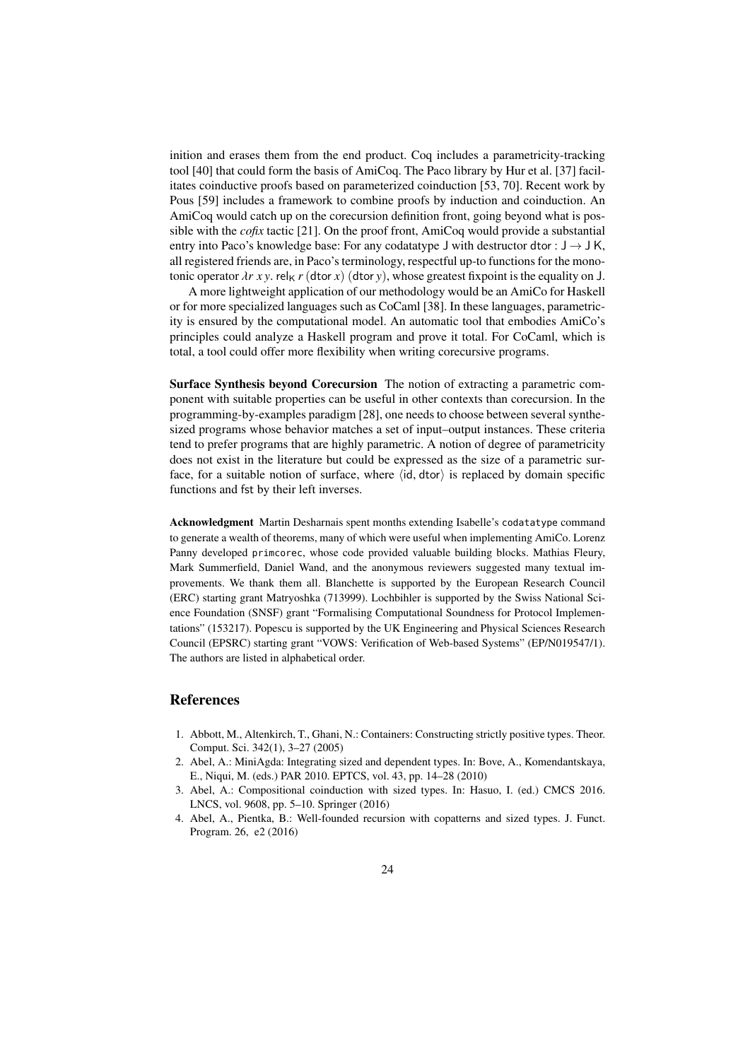inition and erases them from the end product. Coq includes a parametricity-tracking tool [40] that could form the basis of AmiCoq. The Paco library by Hur et al. [37] facilitates coinductive proofs based on parameterized coinduction [53, 70]. Recent work by Pous [59] includes a framework to combine proofs by induction and coinduction. An AmiCoq would catch up on the corecursion definition front, going beyond what is possible with the *cofix* tactic [21]. On the proof front, AmiCoq would provide a substantial entry into Paco's knowledge base: For any codatatype $\mathsf{J}$ with destructor $\mathsf{dtor} : \mathsf{J} \to \mathsf{J}\ \mathsf{K}$, all registered friends are, in Paco's terminology, respectful up-to functions for the monotonic operator $\lambda r\ x\ y.\ \mathsf{rel_K}\ r\ (\mathsf{dtor}\ x)\ (\mathsf{dtor}\ y)$, whose greatest fixpoint is the equality on $\mathsf{J}$.

A more lightweight application of our methodology would be an AmiCo for Haskell or for more specialized languages such as CoCaml [38]. In these languages, parametricity is ensured by the computational model. An automatic tool that embodies AmiCo's principles could analyze a Haskell program and prove it total. For CoCaml, which is total, a tool could offer more flexibility when writing corecursive programs.

**Surface Synthesis beyond Corecursion** The notion of extracting a parametric component with suitable properties can be useful in other contexts than corecursion. In the programming-by-examples paradigm [28], one needs to choose between several synthesized programs whose behavior matches a set of input–output instances. These criteria tend to prefer programs that are highly parametric. A notion of degree of parametricity does not exist in the literature but could be expressed as the size of a parametric surface, for a suitable notion of surface, where $\langle \mathsf{id}, \mathsf{dtor} \rangle$ is replaced by domain specific functions and $\mathsf{fst}$ by their left inverses.

**Acknowledgment** Martin Desharnais spent months extending Isabelle's `codatatype` command to generate a wealth of theorems, many of which were useful when implementing AmiCo. Lorenz Panny developed `primcorec`, whose code provided valuable building blocks. Mathias Fleury, Mark Summerfield, Daniel Wand, and the anonymous reviewers suggested many textual improvements. We thank them all. Blanchette is supported by the European Research Council (ERC) starting grant Matryoshka (713999). Lochbihler is supported by the Swiss National Science Foundation (SNSF) grant "Formalising Computational Soundness for Protocol Implementations" (153217). Popescu is supported by the UK Engineering and Physical Sciences Research Council (EPSRC) starting grant "VOWS: Verification of Web-based Systems" (EP/N019547/1). The authors are listed in alphabetical order.

## References

1. Abbott, M., Altenkirch, T., Ghani, N.: Containers: Constructing strictly positive types. Theor. Comput. Sci. 342(1), 3–27 (2005)
2. Abel, A.: MiniAgda: Integrating sized and dependent types. In: Bove, A., Komendantskaya, E., Niqui, M. (eds.) PAR 2010. EPTCS, vol. 43, pp. 14–28 (2010)
3. Abel, A.: Compositional coinduction with sized types. In: Hasuo, I. (ed.) CMCS 2016. LNCS, vol. 9608, pp. 5–10. Springer (2016)
4. Abel, A., Pientka, B.: Well-founded recursion with copatterns and sized types. J. Funct. Program. 26, e2 (2016)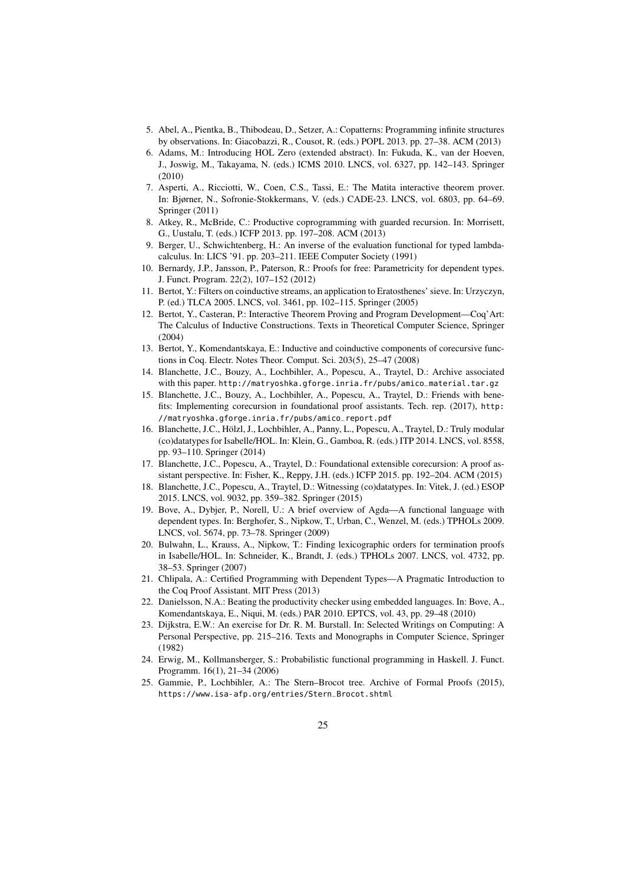5. Abel, A., Pientka, B., Thibodeau, D., Setzer, A.: Copatterns: Programming infinite structures by observations. In: Giacobazzi, R., Cousot, R. (eds.) POPL 2013. pp. 27–38. ACM (2013)
6. Adams, M.: Introducing HOL Zero (extended abstract). In: Fukuda, K., van der Hoeven, J., Joswig, M., Takayama, N. (eds.) ICMS 2010. LNCS, vol. 6327, pp. 142–143. Springer (2010)
7. Asperti, A., Ricciotti, W., Coen, C.S., Tassi, E.: The Matita interactive theorem prover. In: Bjørner, N., Sofronie-Stokkermans, V. (eds.) CADE-23. LNCS, vol. 6803, pp. 64–69. Springer (2011)
8. Atkey, R., McBride, C.: Productive coprogramming with guarded recursion. In: Morrisett, G., Uustalu, T. (eds.) ICFP 2013. pp. 197–208. ACM (2013)
9. Berger, U., Schwichtenberg, H.: An inverse of the evaluation functional for typed lambda-calculus. In: LICS '91. pp. 203–211. IEEE Computer Society (1991)
10. Bernardy, J.P., Jansson, P., Paterson, R.: Proofs for free: Parametricity for dependent types. J. Funct. Program. 22(2), 107–152 (2012)
11. Bertot, Y.: Filters on coinductive streams, an application to Eratosthenes' sieve. In: Urzyczyn, P. (ed.) TLCA 2005. LNCS, vol. 3461, pp. 102–115. Springer (2005)
12. Bertot, Y., Casteran, P.: Interactive Theorem Proving and Program Development—Coq'Art: The Calculus of Inductive Constructions. Texts in Theoretical Computer Science, Springer (2004)
13. Bertot, Y., Komendantskaya, E.: Inductive and coinductive components of corecursive functions in Coq. Electr. Notes Theor. Comput. Sci. 203(5), 25–47 (2008)
14. Blanchette, J.C., Bouzy, A., Lochbihler, A., Popescu, A., Traytel, D.: Archive associated with this paper. http://matryoshka.gforge.inria.fr/pubs/amico_material.tar.gz
15. Blanchette, J.C., Bouzy, A., Lochbihler, A., Popescu, A., Traytel, D.: Friends with benefits: Implementing corecursion in foundational proof assistants. Tech. rep. (2017), http://matryoshka.gforge.inria.fr/pubs/amico_report.pdf
16. Blanchette, J.C., Hölzl, J., Lochbihler, A., Panny, L., Popescu, A., Traytel, D.: Truly modular (co)datatypes for Isabelle/HOL. In: Klein, G., Gamboa, R. (eds.) ITP 2014. LNCS, vol. 8558, pp. 93–110. Springer (2014)
17. Blanchette, J.C., Popescu, A., Traytel, D.: Foundational extensible corecursion: A proof assistant perspective. In: Fisher, K., Reppy, J.H. (eds.) ICFP 2015. pp. 192–204. ACM (2015)
18. Blanchette, J.C., Popescu, A., Traytel, D.: Witnessing (co)datatypes. In: Vitek, J. (ed.) ESOP 2015. LNCS, vol. 9032, pp. 359–382. Springer (2015)
19. Bove, A., Dybjer, P., Norell, U.: A brief overview of Agda—A functional language with dependent types. In: Berghofer, S., Nipkow, T., Urban, C., Wenzel, M. (eds.) TPHOLs 2009. LNCS, vol. 5674, pp. 73–78. Springer (2009)
20. Bulwahn, L., Krauss, A., Nipkow, T.: Finding lexicographic orders for termination proofs in Isabelle/HOL. In: Schneider, K., Brandt, J. (eds.) TPHOLs 2007. LNCS, vol. 4732, pp. 38–53. Springer (2007)
21. Chlipala, A.: Certified Programming with Dependent Types—A Pragmatic Introduction to the Coq Proof Assistant. MIT Press (2013)
22. Danielsson, N.A.: Beating the productivity checker using embedded languages. In: Bove, A., Komendantskaya, E., Niqui, M. (eds.) PAR 2010. EPTCS, vol. 43, pp. 29–48 (2010)
23. Dijkstra, E.W.: An exercise for Dr. R. M. Burstall. In: Selected Writings on Computing: A Personal Perspective, pp. 215–216. Texts and Monographs in Computer Science, Springer (1982)
24. Erwig, M., Kollmansberger, S.: Probabilistic functional programming in Haskell. J. Funct. Programm. 16(1), 21–34 (2006)
25. Gammie, P., Lochbihler, A.: The Stern–Brocot tree. Archive of Formal Proofs (2015), https://www.isa-afp.org/entries/Stern_Brocot.shtml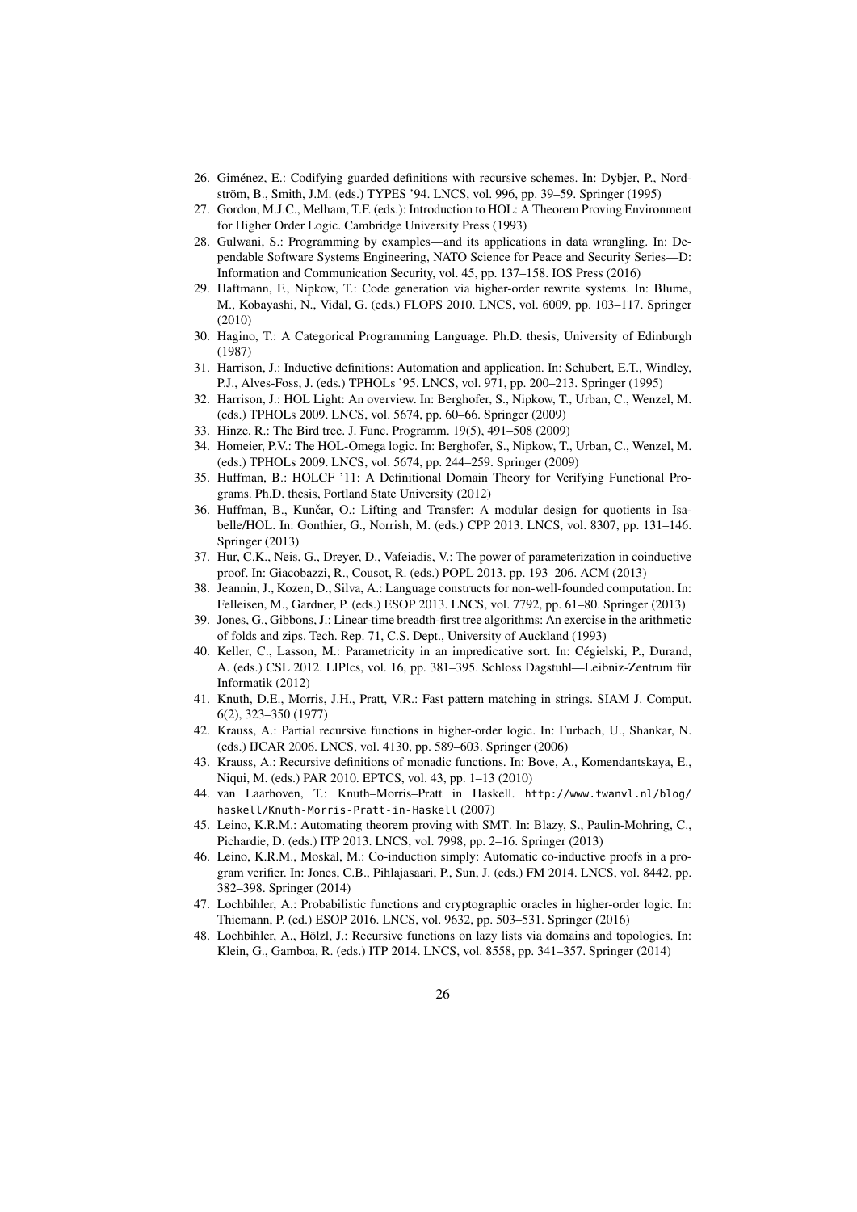26. Giménez, E.: Codifying guarded definitions with recursive schemes. In: Dybjer, P., Nordström, B., Smith, J.M. (eds.) TYPES '94. LNCS, vol. 996, pp. 39–59. Springer (1995)
27. Gordon, M.J.C., Melham, T.F. (eds.): Introduction to HOL: A Theorem Proving Environment for Higher Order Logic. Cambridge University Press (1993)
28. Gulwani, S.: Programming by examples—and its applications in data wrangling. In: Dependable Software Systems Engineering, NATO Science for Peace and Security Series—D: Information and Communication Security, vol. 45, pp. 137–158. IOS Press (2016)
29. Haftmann, F., Nipkow, T.: Code generation via higher-order rewrite systems. In: Blume, M., Kobayashi, N., Vidal, G. (eds.) FLOPS 2010. LNCS, vol. 6009, pp. 103–117. Springer (2010)
30. Hagino, T.: A Categorical Programming Language. Ph.D. thesis, University of Edinburgh (1987)
31. Harrison, J.: Inductive definitions: Automation and application. In: Schubert, E.T., Windley, P.J., Alves-Foss, J. (eds.) TPHOLs '95. LNCS, vol. 971, pp. 200–213. Springer (1995)
32. Harrison, J.: HOL Light: An overview. In: Berghofer, S., Nipkow, T., Urban, C., Wenzel, M. (eds.) TPHOLs 2009. LNCS, vol. 5674, pp. 60–66. Springer (2009)
33. Hinze, R.: The Bird tree. J. Func. Programm. 19(5), 491–508 (2009)
34. Homeier, P.V.: The HOL-Omega logic. In: Berghofer, S., Nipkow, T., Urban, C., Wenzel, M. (eds.) TPHOLs 2009. LNCS, vol. 5674, pp. 244–259. Springer (2009)
35. Huffman, B.: HOLCF '11: A Definitional Domain Theory for Verifying Functional Programs. Ph.D. thesis, Portland State University (2012)
36. Huffman, B., Kunčar, O.: Lifting and Transfer: A modular design for quotients in Isabelle/HOL. In: Gonthier, G., Norrish, M. (eds.) CPP 2013. LNCS, vol. 8307, pp. 131–146. Springer (2013)
37. Hur, C.K., Neis, G., Dreyer, D., Vafeiadis, V.: The power of parameterization in coinductive proof. In: Giacobazzi, R., Cousot, R. (eds.) POPL 2013. pp. 193–206. ACM (2013)
38. Jeannin, J., Kozen, D., Silva, A.: Language constructs for non-well-founded computation. In: Felleisen, M., Gardner, P. (eds.) ESOP 2013. LNCS, vol. 7792, pp. 61–80. Springer (2013)
39. Jones, G., Gibbons, J.: Linear-time breadth-first tree algorithms: An exercise in the arithmetic of folds and zips. Tech. Rep. 71, C.S. Dept., University of Auckland (1993)
40. Keller, C., Lasson, M.: Parametricity in an impredicative sort. In: Cégielski, P., Durand, A. (eds.) CSL 2012. LIPIcs, vol. 16, pp. 381–395. Schloss Dagstuhl—Leibniz-Zentrum für Informatik (2012)
41. Knuth, D.E., Morris, J.H., Pratt, V.R.: Fast pattern matching in strings. SIAM J. Comput. 6(2), 323–350 (1977)
42. Krauss, A.: Partial recursive functions in higher-order logic. In: Furbach, U., Shankar, N. (eds.) IJCAR 2006. LNCS, vol. 4130, pp. 589–603. Springer (2006)
43. Krauss, A.: Recursive definitions of monadic functions. In: Bove, A., Komendantskaya, E., Niqui, M. (eds.) PAR 2010. EPTCS, vol. 43, pp. 1–13 (2010)
44. van Laarhoven, T.: Knuth–Morris–Pratt in Haskell. http://www.twanvl.nl/blog/haskell/Knuth-Morris-Pratt-in-Haskell (2007)
45. Leino, K.R.M.: Automating theorem proving with SMT. In: Blazy, S., Paulin-Mohring, C., Pichardie, D. (eds.) ITP 2013. LNCS, vol. 7998, pp. 2–16. Springer (2013)
46. Leino, K.R.M., Moskal, M.: Co-induction simply: Automatic co-inductive proofs in a program verifier. In: Jones, C.B., Pihlajasaari, P., Sun, J. (eds.) FM 2014. LNCS, vol. 8442, pp. 382–398. Springer (2014)
47. Lochbihler, A.: Probabilistic functions and cryptographic oracles in higher-order logic. In: Thiemann, P. (ed.) ESOP 2016. LNCS, vol. 9632, pp. 503–531. Springer (2016)
48. Lochbihler, A., Hölzl, J.: Recursive functions on lazy lists via domains and topologies. In: Klein, G., Gamboa, R. (eds.) ITP 2014. LNCS, vol. 8558, pp. 341–357. Springer (2014)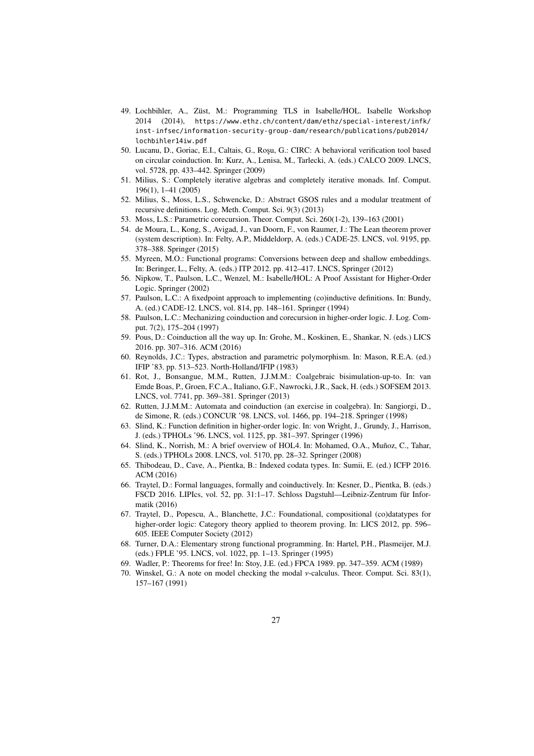49. Lochbihler, A., Züst, M.: Programming TLS in Isabelle/HOL. Isabelle Workshop 2014 (2014), https://www.ethz.ch/content/dam/ethz/special-interest/infk/inst-infsec/information-security-group-dam/research/publications/pub2014/lochbihler14iw.pdf
50. Lucanu, D., Goriac, E.I., Caltais, G., Roşu, G.: CIRC: A behavioral verification tool based on circular coinduction. In: Kurz, A., Lenisa, M., Tarlecki, A. (eds.) CALCO 2009. LNCS, vol. 5728, pp. 433–442. Springer (2009)
51. Milius, S.: Completely iterative algebras and completely iterative monads. Inf. Comput. 196(1), 1–41 (2005)
52. Milius, S., Moss, L.S., Schwencke, D.: Abstract GSOS rules and a modular treatment of recursive definitions. Log. Meth. Comput. Sci. 9(3) (2013)
53. Moss, L.S.: Parametric corecursion. Theor. Comput. Sci. 260(1-2), 139–163 (2001)
54. de Moura, L., Kong, S., Avigad, J., van Doorn, F., von Raumer, J.: The Lean theorem prover (system description). In: Felty, A.P., Middeldorp, A. (eds.) CADE-25. LNCS, vol. 9195, pp. 378–388. Springer (2015)
55. Myreen, M.O.: Functional programs: Conversions between deep and shallow embeddings. In: Beringer, L., Felty, A. (eds.) ITP 2012. pp. 412–417. LNCS, Springer (2012)
56. Nipkow, T., Paulson, L.C., Wenzel, M.: Isabelle/HOL: A Proof Assistant for Higher-Order Logic. Springer (2002)
57. Paulson, L.C.: A fixedpoint approach to implementing (co)inductive definitions. In: Bundy, A. (ed.) CADE-12. LNCS, vol. 814, pp. 148–161. Springer (1994)
58. Paulson, L.C.: Mechanizing coinduction and corecursion in higher-order logic. J. Log. Comput. 7(2), 175–204 (1997)
59. Pous, D.: Coinduction all the way up. In: Grohe, M., Koskinen, E., Shankar, N. (eds.) LICS 2016. pp. 307–316. ACM (2016)
60. Reynolds, J.C.: Types, abstraction and parametric polymorphism. In: Mason, R.E.A. (ed.) IFIP '83. pp. 513–523. North-Holland/IFIP (1983)
61. Rot, J., Bonsangue, M.M., Rutten, J.J.M.M.: Coalgebraic bisimulation-up-to. In: van Emde Boas, P., Groen, F.C.A., Italiano, G.F., Nawrocki, J.R., Sack, H. (eds.) SOFSEM 2013. LNCS, vol. 7741, pp. 369–381. Springer (2013)
62. Rutten, J.J.M.M.: Automata and coinduction (an exercise in coalgebra). In: Sangiorgi, D., de Simone, R. (eds.) CONCUR '98. LNCS, vol. 1466, pp. 194–218. Springer (1998)
63. Slind, K.: Function definition in higher-order logic. In: von Wright, J., Grundy, J., Harrison, J. (eds.) TPHOLs '96. LNCS, vol. 1125, pp. 381–397. Springer (1996)
64. Slind, K., Norrish, M.: A brief overview of HOL4. In: Mohamed, O.A., Muñoz, C., Tahar, S. (eds.) TPHOLs 2008. LNCS, vol. 5170, pp. 28–32. Springer (2008)
65. Thibodeau, D., Cave, A., Pientka, B.: Indexed codata types. In: Sumii, E. (ed.) ICFP 2016. ACM (2016)
66. Traytel, D.: Formal languages, formally and coinductively. In: Kesner, D., Pientka, B. (eds.) FSCD 2016. LIPIcs, vol. 52, pp. 31:1–17. Schloss Dagstuhl—Leibniz-Zentrum für Informatik (2016)
67. Traytel, D., Popescu, A., Blanchette, J.C.: Foundational, compositional (co)datatypes for higher-order logic: Category theory applied to theorem proving. In: LICS 2012, pp. 596–605. IEEE Computer Society (2012)
68. Turner, D.A.: Elementary strong functional programming. In: Hartel, P.H., Plasmeijer, M.J. (eds.) FPLE '95. LNCS, vol. 1022, pp. 1–13. Springer (1995)
69. Wadler, P.: Theorems for free! In: Stoy, J.E. (ed.) FPCA 1989. pp. 347–359. ACM (1989)
70. Winskel, G.: A note on model checking the modal $\nu$-calculus. Theor. Comput. Sci. 83(1), 157–167 (1991)